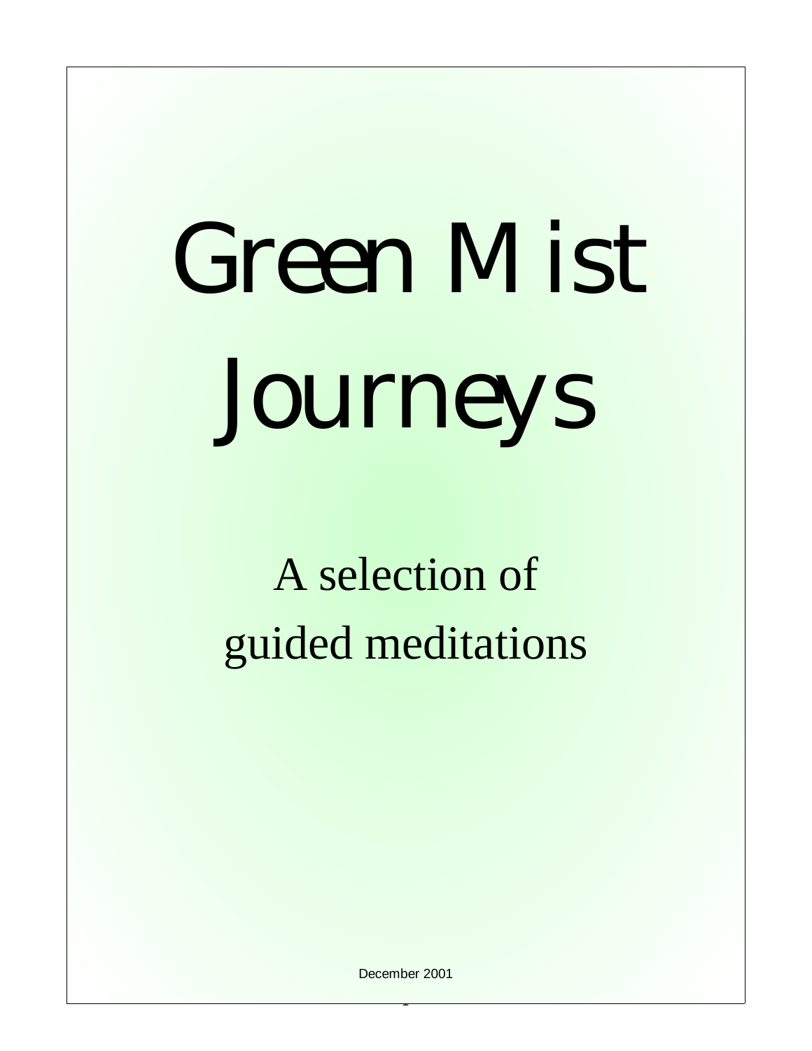# Green Mist Journeys

A selection of guided meditations

December 2001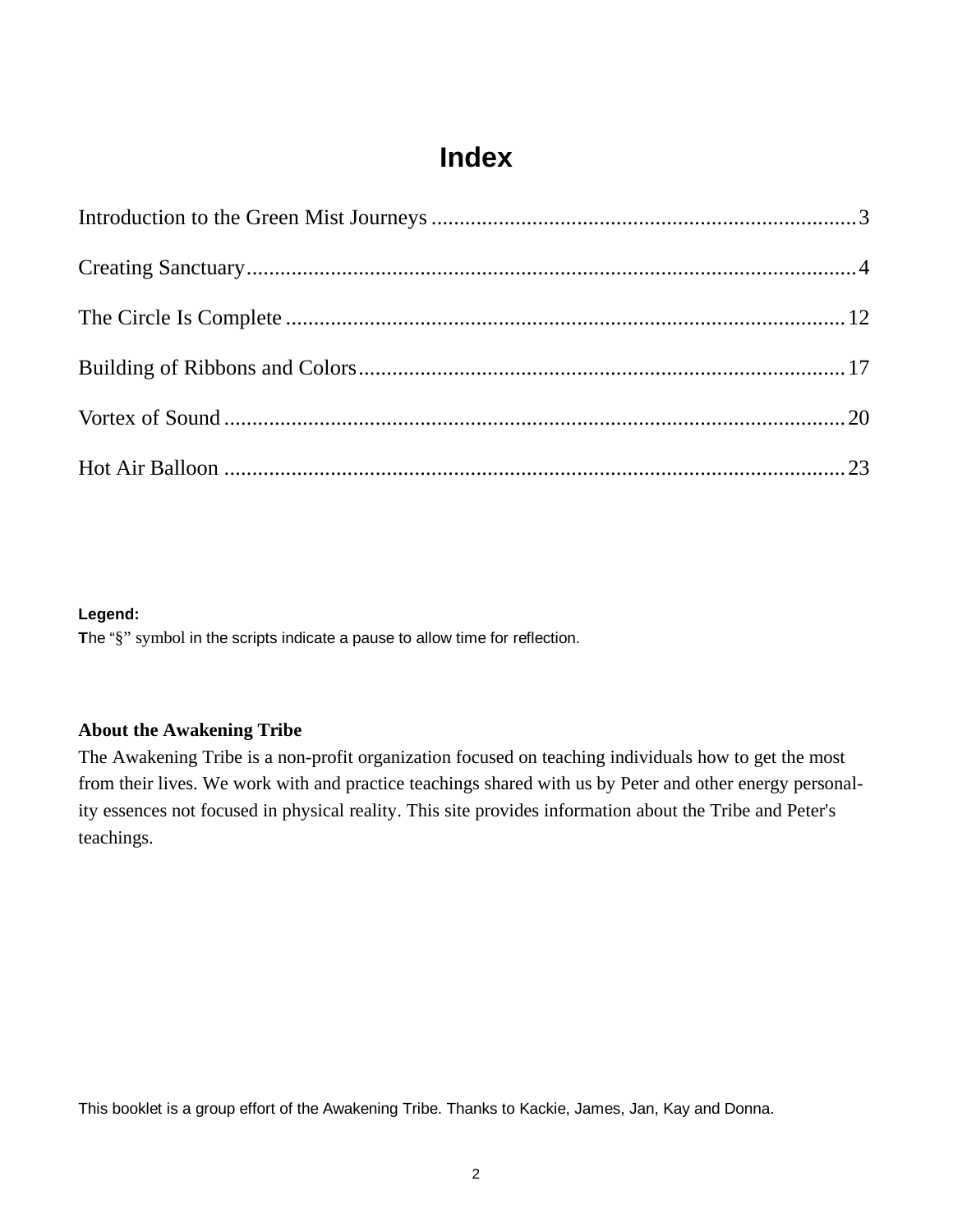# Index

Introduction to the Green Mist Journeys ........................................................................ 3

Creating Sanctuary........................................................................................................ 4

The Circle Is Complete ................................................................................................. 12

Building of Ribbons and Colors.................................................................................... 17

Vortex of Sound ............................................................................................................ 20

Hot Air Balloon ............................................................................................................. 23

**Legend:**
The "§" symbol in the scripts indicate a pause to allow time for reflection.

**About the Awakening Tribe**
The Awakening Tribe is a non-profit organization focused on teaching individuals how to get the most from their lives. We work with and practice teachings shared with us by Peter and other energy personality essences not focused in physical reality. This site provides information about the Tribe and Peter's teachings.

This booklet is a group effort of the Awakening Tribe. Thanks to Kackie, James, Jan, Kay and Donna.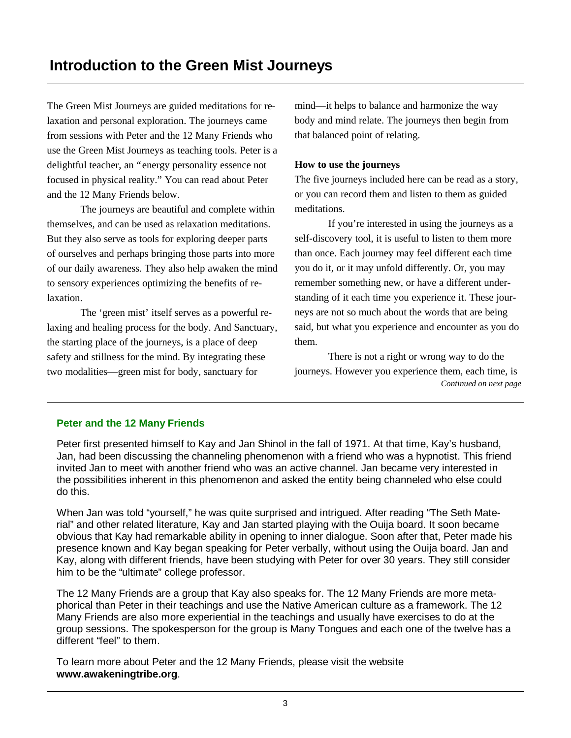# Introduction to the Green Mist Journeys

The Green Mist Journeys are guided meditations for relaxation and personal exploration. The journeys came from sessions with Peter and the 12 Many Friends who use the Green Mist Journeys as teaching tools. Peter is a delightful teacher, an "energy personality essence not focused in physical reality." You can read about Peter and the 12 Many Friends below.

The journeys are beautiful and complete within themselves, and can be used as relaxation meditations. But they also serve as tools for exploring deeper parts of ourselves and perhaps bringing those parts into more of our daily awareness. They also help awaken the mind to sensory experiences optimizing the benefits of relaxation.

The 'green mist' itself serves as a powerful relaxing and healing process for the body. And Sanctuary, the starting place of the journeys, is a place of deep safety and stillness for the mind. By integrating these two modalities—green mist for body, sanctuary for mind—it helps to balance and harmonize the way body and mind relate. The journeys then begin from that balanced point of relating.

**How to use the journeys**

The five journeys included here can be read as a story, or you can record them and listen to them as guided meditations.

If you're interested in using the journeys as a self-discovery tool, it is useful to listen to them more than once. Each journey may feel different each time you do it, or it may unfold differently. Or, you may remember something new, or have a different understanding of it each time you experience it. These journeys are not so much about the words that are being said, but what you experience and encounter as you do them.

There is not a right or wrong way to do the journeys. However you experience them, each time, is

*Continued on next page*

## Peter and the 12 Many Friends

Peter first presented himself to Kay and Jan Shinol in the fall of 1971. At that time, Kay's husband, Jan, had been discussing the channeling phenomenon with a friend who was a hypnotist. This friend invited Jan to meet with another friend who was an active channel. Jan became very interested in the possibilities inherent in this phenomenon and asked the entity being channeled who else could do this.

When Jan was told "yourself," he was quite surprised and intrigued. After reading "The Seth Material" and other related literature, Kay and Jan started playing with the Ouija board. It soon became obvious that Kay had remarkable ability in opening to inner dialogue. Soon after that, Peter made his presence known and Kay began speaking for Peter verbally, without using the Ouija board. Jan and Kay, along with different friends, have been studying with Peter for over 30 years. They still consider him to be the "ultimate" college professor.

The 12 Many Friends are a group that Kay also speaks for. The 12 Many Friends are more metaphorical than Peter in their teachings and use the Native American culture as a framework. The 12 Many Friends are also more experiential in the teachings and usually have exercises to do at the group sessions. The spokesperson for the group is Many Tongues and each one of the twelve has a different "feel" to them.

To learn more about Peter and the 12 Many Friends, please visit the website **www.awakeningtribe.org**.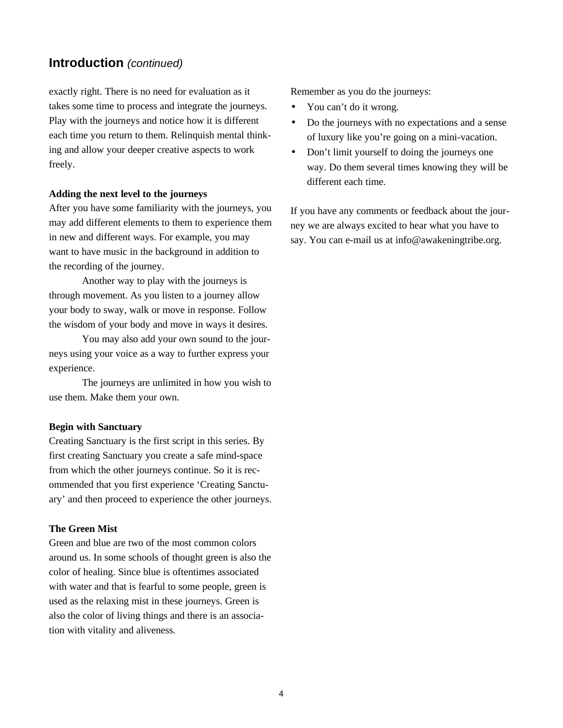## Introduction *(continued)*

exactly right. There is no need for evaluation as it takes some time to process and integrate the journeys. Play with the journeys and notice how it is different each time you return to them. Relinquish mental thinking and allow your deeper creative aspects to work freely.

**Adding the next level to the journeys**

After you have some familiarity with the journeys, you may add different elements to them to experience them in new and different ways. For example, you may want to have music in the background in addition to the recording of the journey.

Another way to play with the journeys is through movement. As you listen to a journey allow your body to sway, walk or move in response. Follow the wisdom of your body and move in ways it desires.

You may also add your own sound to the journeys using your voice as a way to further express your experience.

The journeys are unlimited in how you wish to use them. Make them your own.

**Begin with Sanctuary**

Creating Sanctuary is the first script in this series. By first creating Sanctuary you create a safe mind-space from which the other journeys continue. So it is recommended that you first experience 'Creating Sanctuary' and then proceed to experience the other journeys.

**The Green Mist**

Green and blue are two of the most common colors around us. In some schools of thought green is also the color of healing. Since blue is oftentimes associated with water and that is fearful to some people, green is used as the relaxing mist in these journeys. Green is also the color of living things and there is an association with vitality and aliveness.

Remember as you do the journeys:

- You can't do it wrong.
- Do the journeys with no expectations and a sense of luxury like you're going on a mini-vacation.
- Don't limit yourself to doing the journeys one way. Do them several times knowing they will be different each time.

If you have any comments or feedback about the journey we are always excited to hear what you have to say. You can e-mail us at info@awakeningtribe.org.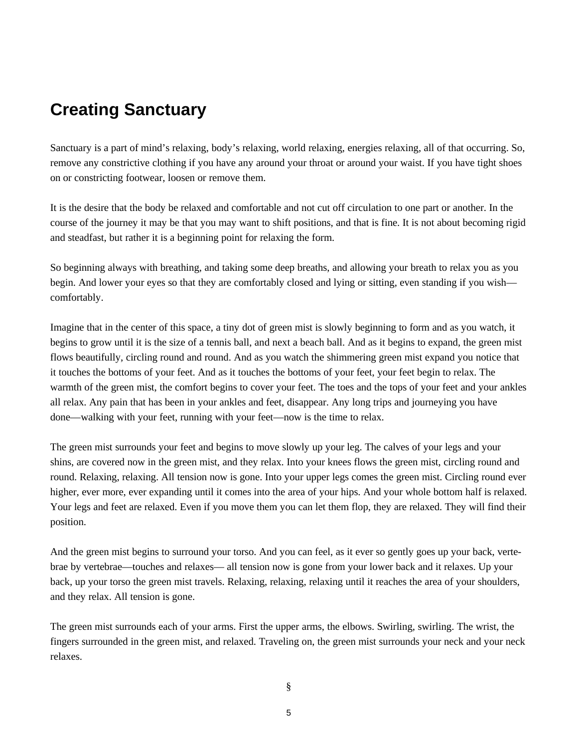# Creating Sanctuary

Sanctuary is a part of mind's relaxing, body's relaxing, world relaxing, energies relaxing, all of that occurring. So, remove any constrictive clothing if you have any around your throat or around your waist. If you have tight shoes on or constricting footwear, loosen or remove them.

It is the desire that the body be relaxed and comfortable and not cut off circulation to one part or another. In the course of the journey it may be that you may want to shift positions, and that is fine. It is not about becoming rigid and steadfast, but rather it is a beginning point for relaxing the form.

So beginning always with breathing, and taking some deep breaths, and allowing your breath to relax you as you begin. And lower your eyes so that they are comfortably closed and lying or sitting, even standing if you wish—comfortably.

Imagine that in the center of this space, a tiny dot of green mist is slowly beginning to form and as you watch, it begins to grow until it is the size of a tennis ball, and next a beach ball. And as it begins to expand, the green mist flows beautifully, circling round and round. And as you watch the shimmering green mist expand you notice that it touches the bottoms of your feet. And as it touches the bottoms of your feet, your feet begin to relax. The warmth of the green mist, the comfort begins to cover your feet. The toes and the tops of your feet and your ankles all relax. Any pain that has been in your ankles and feet, disappear. Any long trips and journeying you have done—walking with your feet, running with your feet—now is the time to relax.

The green mist surrounds your feet and begins to move slowly up your leg. The calves of your legs and your shins, are covered now in the green mist, and they relax. Into your knees flows the green mist, circling round and round. Relaxing, relaxing. All tension now is gone. Into your upper legs comes the green mist. Circling round ever higher, ever more, ever expanding until it comes into the area of your hips. And your whole bottom half is relaxed. Your legs and feet are relaxed. Even if you move them you can let them flop, they are relaxed. They will find their position.

And the green mist begins to surround your torso. And you can feel, as it ever so gently goes up your back, vertebrae by vertebrae—touches and relaxes— all tension now is gone from your lower back and it relaxes. Up your back, up your torso the green mist travels. Relaxing, relaxing, relaxing until it reaches the area of your shoulders, and they relax. All tension is gone.

The green mist surrounds each of your arms. First the upper arms, the elbows. Swirling, swirling. The wrist, the fingers surrounded in the green mist, and relaxed. Traveling on, the green mist surrounds your neck and your neck relaxes.

§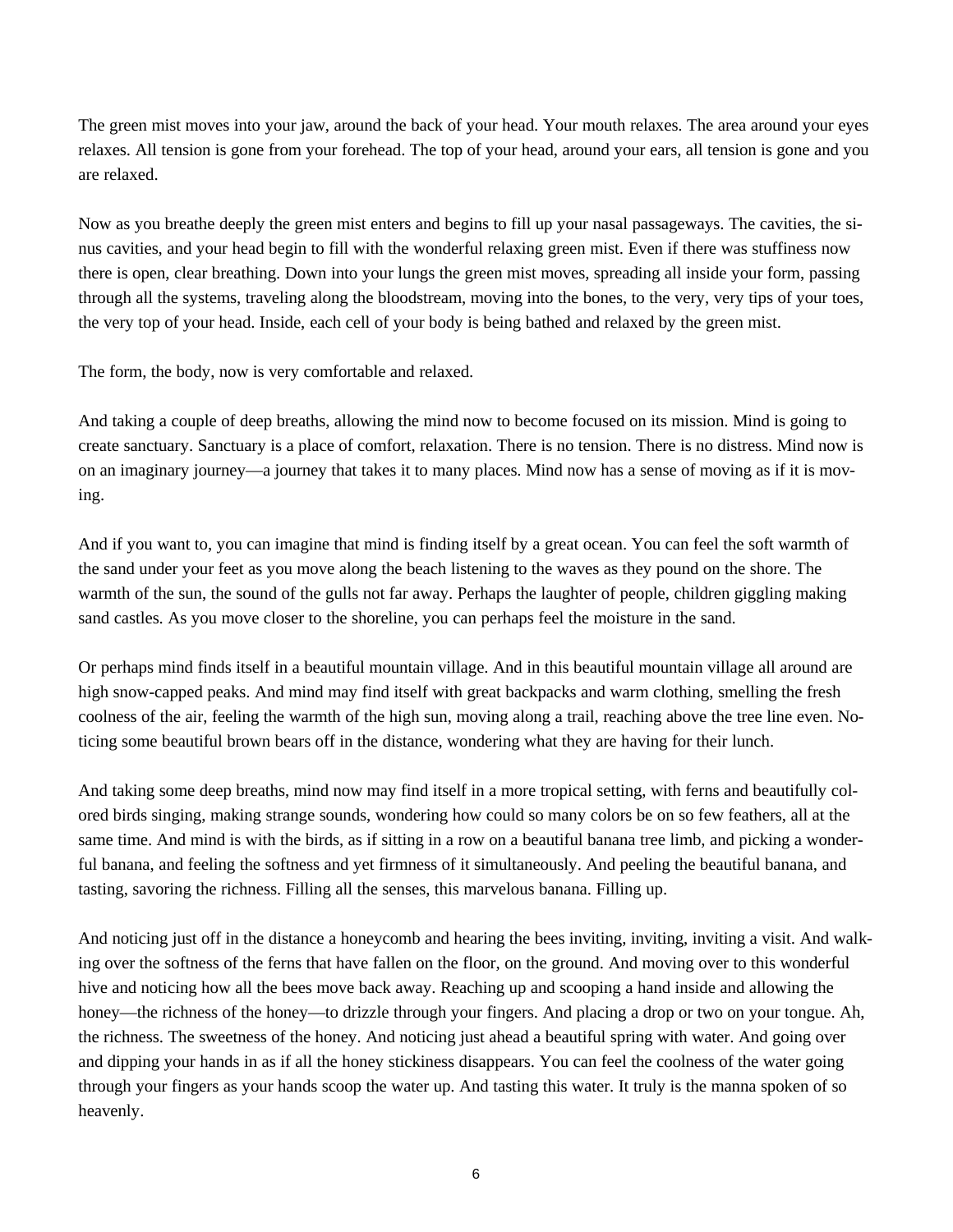The green mist moves into your jaw, around the back of your head. Your mouth relaxes. The area around your eyes relaxes. All tension is gone from your forehead. The top of your head, around your ears, all tension is gone and you are relaxed.

Now as you breathe deeply the green mist enters and begins to fill up your nasal passageways. The cavities, the sinus cavities, and your head begin to fill with the wonderful relaxing green mist. Even if there was stuffiness now there is open, clear breathing. Down into your lungs the green mist moves, spreading all inside your form, passing through all the systems, traveling along the bloodstream, moving into the bones, to the very, very tips of your toes, the very top of your head. Inside, each cell of your body is being bathed and relaxed by the green mist.

The form, the body, now is very comfortable and relaxed.

And taking a couple of deep breaths, allowing the mind now to become focused on its mission. Mind is going to create sanctuary. Sanctuary is a place of comfort, relaxation. There is no tension. There is no distress. Mind now is on an imaginary journey—a journey that takes it to many places. Mind now has a sense of moving as if it is moving.

And if you want to, you can imagine that mind is finding itself by a great ocean. You can feel the soft warmth of the sand under your feet as you move along the beach listening to the waves as they pound on the shore. The warmth of the sun, the sound of the gulls not far away. Perhaps the laughter of people, children giggling making sand castles. As you move closer to the shoreline, you can perhaps feel the moisture in the sand.

Or perhaps mind finds itself in a beautiful mountain village. And in this beautiful mountain village all around are high snow-capped peaks. And mind may find itself with great backpacks and warm clothing, smelling the fresh coolness of the air, feeling the warmth of the high sun, moving along a trail, reaching above the tree line even. Noticing some beautiful brown bears off in the distance, wondering what they are having for their lunch.

And taking some deep breaths, mind now may find itself in a more tropical setting, with ferns and beautifully colored birds singing, making strange sounds, wondering how could so many colors be on so few feathers, all at the same time. And mind is with the birds, as if sitting in a row on a beautiful banana tree limb, and picking a wonderful banana, and feeling the softness and yet firmness of it simultaneously. And peeling the beautiful banana, and tasting, savoring the richness. Filling all the senses, this marvelous banana. Filling up.

And noticing just off in the distance a honeycomb and hearing the bees inviting, inviting, inviting a visit. And walking over the softness of the ferns that have fallen on the floor, on the ground. And moving over to this wonderful hive and noticing how all the bees move back away. Reaching up and scooping a hand inside and allowing the honey—the richness of the honey—to drizzle through your fingers. And placing a drop or two on your tongue. Ah, the richness. The sweetness of the honey. And noticing just ahead a beautiful spring with water. And going over and dipping your hands in as if all the honey stickiness disappears. You can feel the coolness of the water going through your fingers as your hands scoop the water up. And tasting this water. It truly is the manna spoken of so heavenly.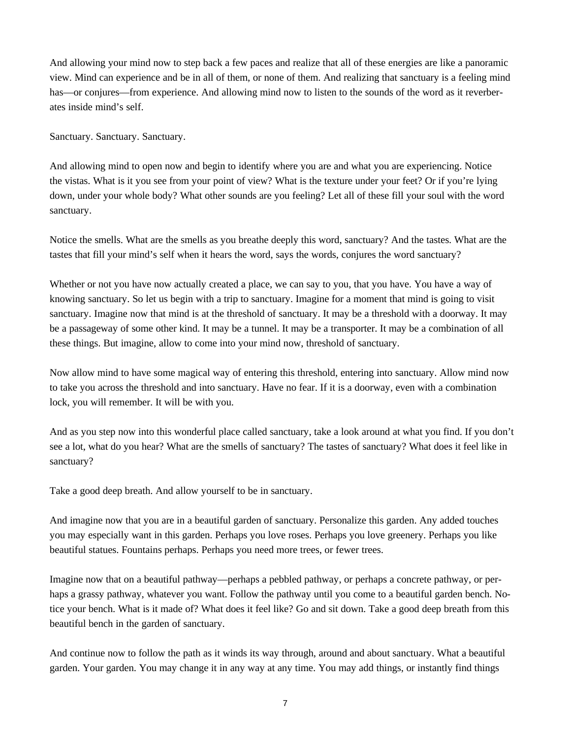And allowing your mind now to step back a few paces and realize that all of these energies are like a panoramic view. Mind can experience and be in all of them, or none of them. And realizing that sanctuary is a feeling mind has—or conjures—from experience. And allowing mind now to listen to the sounds of the word as it reverberates inside mind's self.

Sanctuary. Sanctuary. Sanctuary.

And allowing mind to open now and begin to identify where you are and what you are experiencing. Notice the vistas. What is it you see from your point of view? What is the texture under your feet? Or if you're lying down, under your whole body? What other sounds are you feeling? Let all of these fill your soul with the word sanctuary.

Notice the smells. What are the smells as you breathe deeply this word, sanctuary? And the tastes. What are the tastes that fill your mind's self when it hears the word, says the words, conjures the word sanctuary?

Whether or not you have now actually created a place, we can say to you, that you have. You have a way of knowing sanctuary. So let us begin with a trip to sanctuary. Imagine for a moment that mind is going to visit sanctuary. Imagine now that mind is at the threshold of sanctuary. It may be a threshold with a doorway. It may be a passageway of some other kind. It may be a tunnel. It may be a transporter. It may be a combination of all these things. But imagine, allow to come into your mind now, threshold of sanctuary.

Now allow mind to have some magical way of entering this threshold, entering into sanctuary. Allow mind now to take you across the threshold and into sanctuary. Have no fear. If it is a doorway, even with a combination lock, you will remember. It will be with you.

And as you step now into this wonderful place called sanctuary, take a look around at what you find. If you don't see a lot, what do you hear? What are the smells of sanctuary? The tastes of sanctuary? What does it feel like in sanctuary?

Take a good deep breath. And allow yourself to be in sanctuary.

And imagine now that you are in a beautiful garden of sanctuary. Personalize this garden. Any added touches you may especially want in this garden. Perhaps you love roses. Perhaps you love greenery. Perhaps you like beautiful statues. Fountains perhaps. Perhaps you need more trees, or fewer trees.

Imagine now that on a beautiful pathway—perhaps a pebbled pathway, or perhaps a concrete pathway, or perhaps a grassy pathway, whatever you want. Follow the pathway until you come to a beautiful garden bench. Notice your bench. What is it made of? What does it feel like? Go and sit down. Take a good deep breath from this beautiful bench in the garden of sanctuary.

And continue now to follow the path as it winds its way through, around and about sanctuary. What a beautiful garden. Your garden. You may change it in any way at any time. You may add things, or instantly find things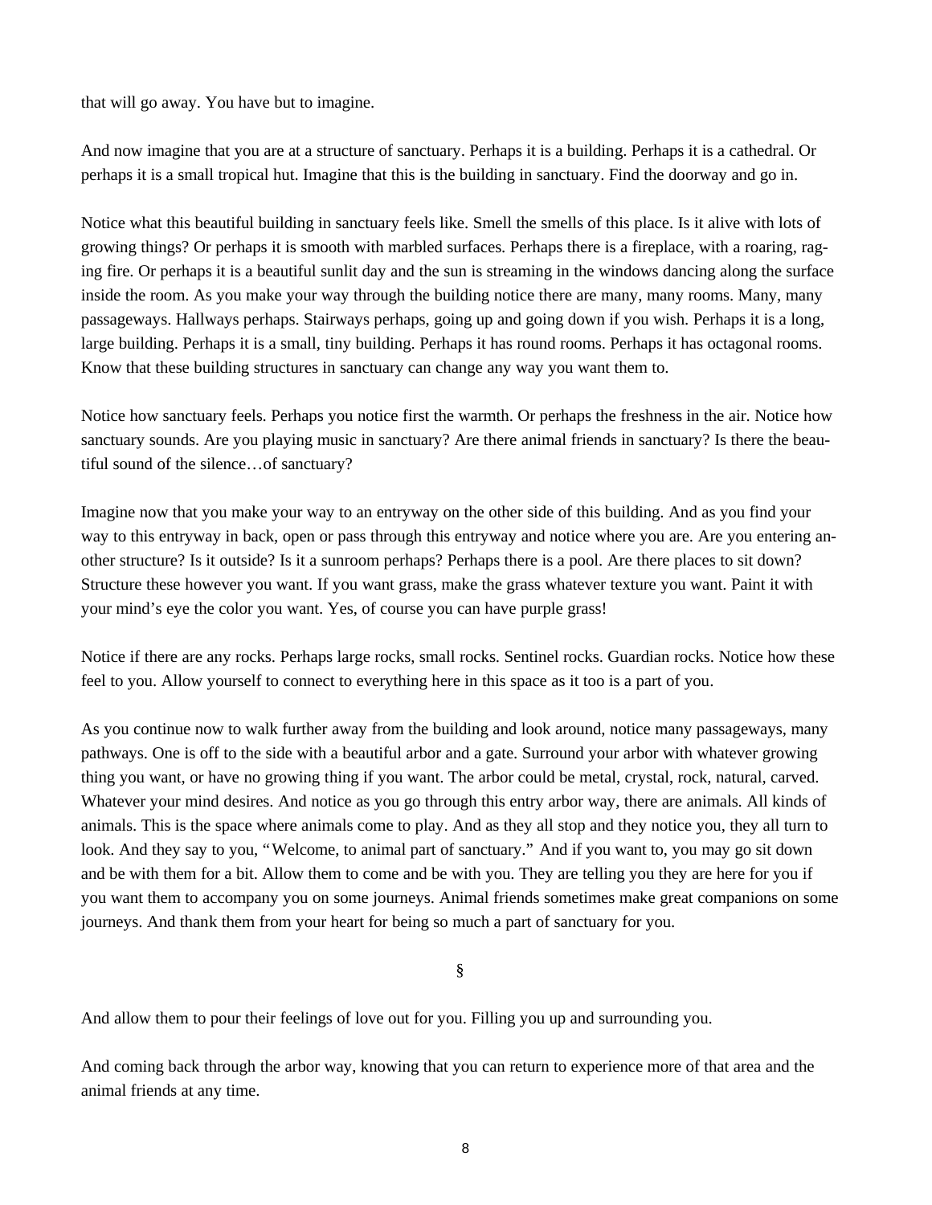that will go away. You have but to imagine.

And now imagine that you are at a structure of sanctuary. Perhaps it is a building. Perhaps it is a cathedral. Or perhaps it is a small tropical hut. Imagine that this is the building in sanctuary. Find the doorway and go in.

Notice what this beautiful building in sanctuary feels like. Smell the smells of this place. Is it alive with lots of growing things? Or perhaps it is smooth with marbled surfaces. Perhaps there is a fireplace, with a roaring, raging fire. Or perhaps it is a beautiful sunlit day and the sun is streaming in the windows dancing along the surface inside the room. As you make your way through the building notice there are many, many rooms. Many, many passageways. Hallways perhaps. Stairways perhaps, going up and going down if you wish. Perhaps it is a long, large building. Perhaps it is a small, tiny building. Perhaps it has round rooms. Perhaps it has octagonal rooms. Know that these building structures in sanctuary can change any way you want them to.

Notice how sanctuary feels. Perhaps you notice first the warmth. Or perhaps the freshness in the air. Notice how sanctuary sounds. Are you playing music in sanctuary? Are there animal friends in sanctuary? Is there the beautiful sound of the silence…of sanctuary?

Imagine now that you make your way to an entryway on the other side of this building. And as you find your way to this entryway in back, open or pass through this entryway and notice where you are. Are you entering another structure? Is it outside? Is it a sunroom perhaps? Perhaps there is a pool. Are there places to sit down? Structure these however you want. If you want grass, make the grass whatever texture you want. Paint it with your mind's eye the color you want. Yes, of course you can have purple grass!

Notice if there are any rocks. Perhaps large rocks, small rocks. Sentinel rocks. Guardian rocks. Notice how these feel to you. Allow yourself to connect to everything here in this space as it too is a part of you.

As you continue now to walk further away from the building and look around, notice many passageways, many pathways. One is off to the side with a beautiful arbor and a gate. Surround your arbor with whatever growing thing you want, or have no growing thing if you want. The arbor could be metal, crystal, rock, natural, carved. Whatever your mind desires. And notice as you go through this entry arbor way, there are animals. All kinds of animals. This is the space where animals come to play. And as they all stop and they notice you, they all turn to look. And they say to you, "Welcome, to animal part of sanctuary." And if you want to, you may go sit down and be with them for a bit. Allow them to come and be with you. They are telling you they are here for you if you want them to accompany you on some journeys. Animal friends sometimes make great companions on some journeys. And thank them from your heart for being so much a part of sanctuary for you.

§

And allow them to pour their feelings of love out for you. Filling you up and surrounding you.

And coming back through the arbor way, knowing that you can return to experience more of that area and the animal friends at any time.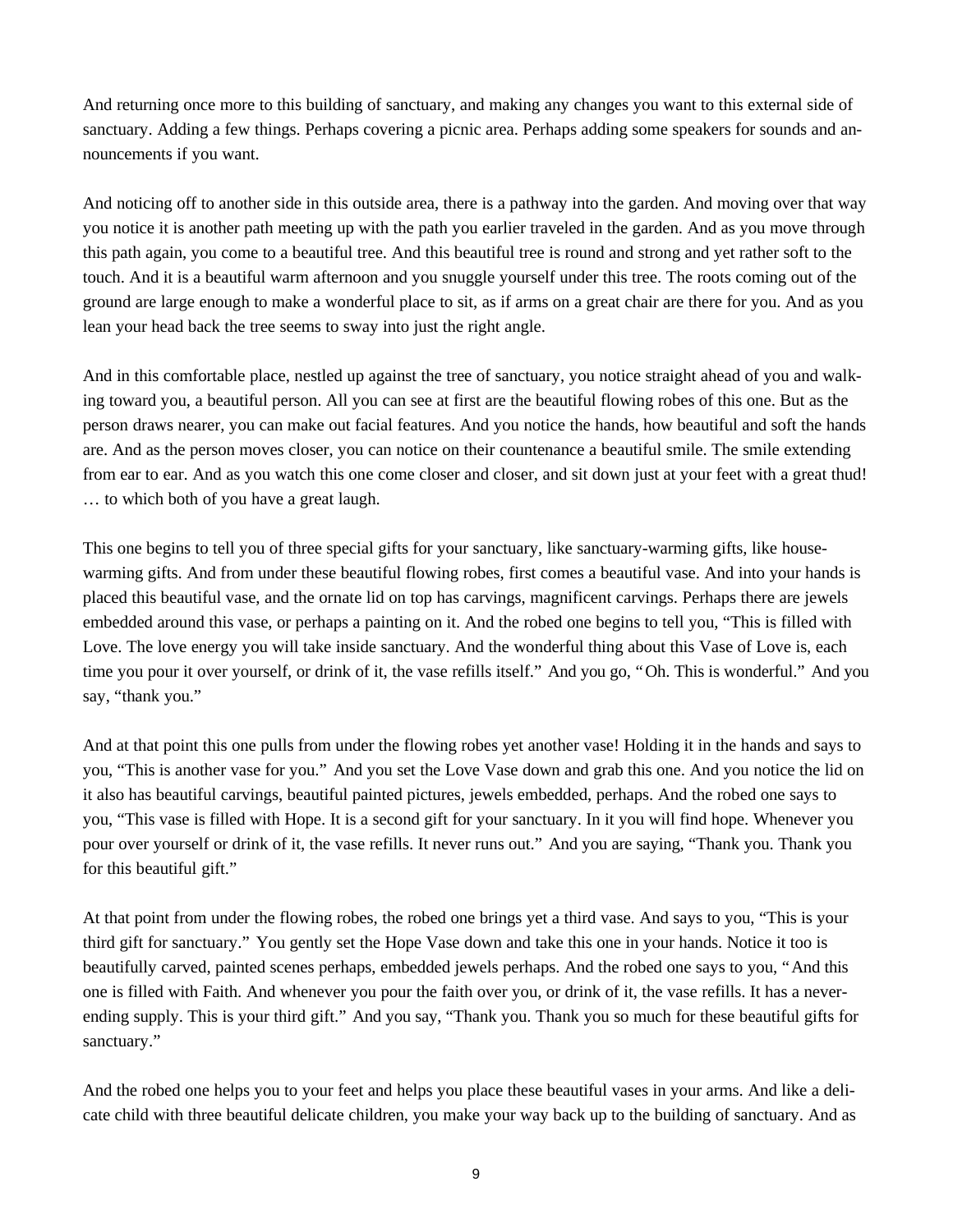And returning once more to this building of sanctuary, and making any changes you want to this external side of sanctuary. Adding a few things. Perhaps covering a picnic area. Perhaps adding some speakers for sounds and announcements if you want.

And noticing off to another side in this outside area, there is a pathway into the garden. And moving over that way you notice it is another path meeting up with the path you earlier traveled in the garden. And as you move through this path again, you come to a beautiful tree. And this beautiful tree is round and strong and yet rather soft to the touch. And it is a beautiful warm afternoon and you snuggle yourself under this tree. The roots coming out of the ground are large enough to make a wonderful place to sit, as if arms on a great chair are there for you. And as you lean your head back the tree seems to sway into just the right angle.

And in this comfortable place, nestled up against the tree of sanctuary, you notice straight ahead of you and walking toward you, a beautiful person. All you can see at first are the beautiful flowing robes of this one. But as the person draws nearer, you can make out facial features. And you notice the hands, how beautiful and soft the hands are. And as the person moves closer, you can notice on their countenance a beautiful smile. The smile extending from ear to ear. And as you watch this one come closer and closer, and sit down just at your feet with a great thud! … to which both of you have a great laugh.

This one begins to tell you of three special gifts for your sanctuary, like sanctuary-warming gifts, like house-warming gifts. And from under these beautiful flowing robes, first comes a beautiful vase. And into your hands is placed this beautiful vase, and the ornate lid on top has carvings, magnificent carvings. Perhaps there are jewels embedded around this vase, or perhaps a painting on it. And the robed one begins to tell you, "This is filled with Love. The love energy you will take inside sanctuary. And the wonderful thing about this Vase of Love is, each time you pour it over yourself, or drink of it, the vase refills itself." And you go, "Oh. This is wonderful." And you say, "thank you."

And at that point this one pulls from under the flowing robes yet another vase! Holding it in the hands and says to you, "This is another vase for you." And you set the Love Vase down and grab this one. And you notice the lid on it also has beautiful carvings, beautiful painted pictures, jewels embedded, perhaps. And the robed one says to you, "This vase is filled with Hope. It is a second gift for your sanctuary. In it you will find hope. Whenever you pour over yourself or drink of it, the vase refills. It never runs out." And you are saying, "Thank you. Thank you for this beautiful gift."

At that point from under the flowing robes, the robed one brings yet a third vase. And says to you, "This is your third gift for sanctuary." You gently set the Hope Vase down and take this one in your hands. Notice it too is beautifully carved, painted scenes perhaps, embedded jewels perhaps. And the robed one says to you, "And this one is filled with Faith. And whenever you pour the faith over you, or drink of it, the vase refills. It has a never-ending supply. This is your third gift." And you say, "Thank you. Thank you so much for these beautiful gifts for sanctuary."

And the robed one helps you to your feet and helps you place these beautiful vases in your arms. And like a delicate child with three beautiful delicate children, you make your way back up to the building of sanctuary. And as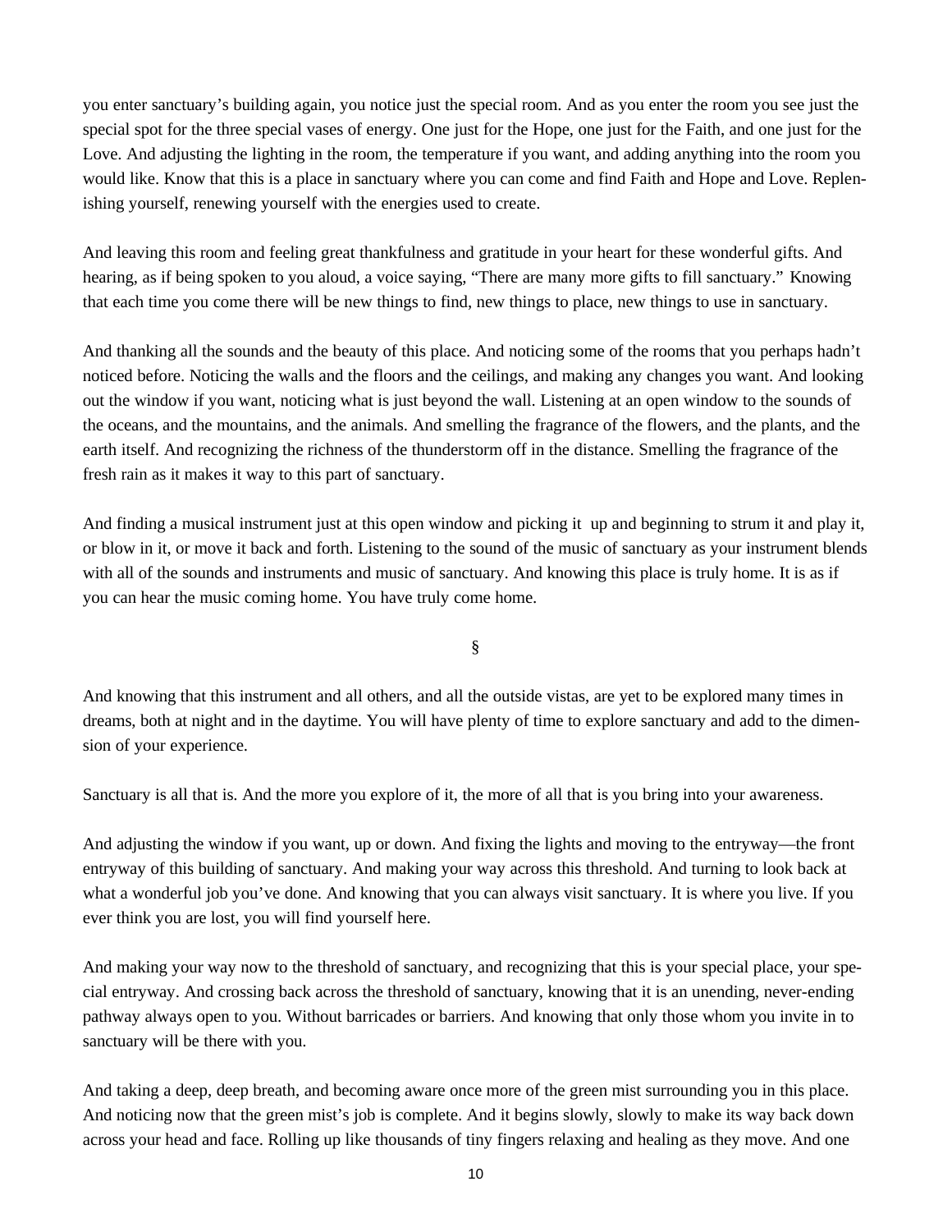you enter sanctuary's building again, you notice just the special room. And as you enter the room you see just the special spot for the three special vases of energy. One just for the Hope, one just for the Faith, and one just for the Love. And adjusting the lighting in the room, the temperature if you want, and adding anything into the room you would like. Know that this is a place in sanctuary where you can come and find Faith and Hope and Love. Replenishing yourself, renewing yourself with the energies used to create.

And leaving this room and feeling great thankfulness and gratitude in your heart for these wonderful gifts. And hearing, as if being spoken to you aloud, a voice saying, "There are many more gifts to fill sanctuary." Knowing that each time you come there will be new things to find, new things to place, new things to use in sanctuary.

And thanking all the sounds and the beauty of this place. And noticing some of the rooms that you perhaps hadn't noticed before. Noticing the walls and the floors and the ceilings, and making any changes you want. And looking out the window if you want, noticing what is just beyond the wall. Listening at an open window to the sounds of the oceans, and the mountains, and the animals. And smelling the fragrance of the flowers, and the plants, and the earth itself. And recognizing the richness of the thunderstorm off in the distance. Smelling the fragrance of the fresh rain as it makes it way to this part of sanctuary.

And finding a musical instrument just at this open window and picking it up and beginning to strum it and play it, or blow in it, or move it back and forth. Listening to the sound of the music of sanctuary as your instrument blends with all of the sounds and instruments and music of sanctuary. And knowing this place is truly home. It is as if you can hear the music coming home. You have truly come home.

§

And knowing that this instrument and all others, and all the outside vistas, are yet to be explored many times in dreams, both at night and in the daytime. You will have plenty of time to explore sanctuary and add to the dimension of your experience.

Sanctuary is all that is. And the more you explore of it, the more of all that is you bring into your awareness.

And adjusting the window if you want, up or down. And fixing the lights and moving to the entryway—the front entryway of this building of sanctuary. And making your way across this threshold. And turning to look back at what a wonderful job you've done. And knowing that you can always visit sanctuary. It is where you live. If you ever think you are lost, you will find yourself here.

And making your way now to the threshold of sanctuary, and recognizing that this is your special place, your special entryway. And crossing back across the threshold of sanctuary, knowing that it is an unending, never-ending pathway always open to you. Without barricades or barriers. And knowing that only those whom you invite in to sanctuary will be there with you.

And taking a deep, deep breath, and becoming aware once more of the green mist surrounding you in this place. And noticing now that the green mist's job is complete. And it begins slowly, slowly to make its way back down across your head and face. Rolling up like thousands of tiny fingers relaxing and healing as they move. And one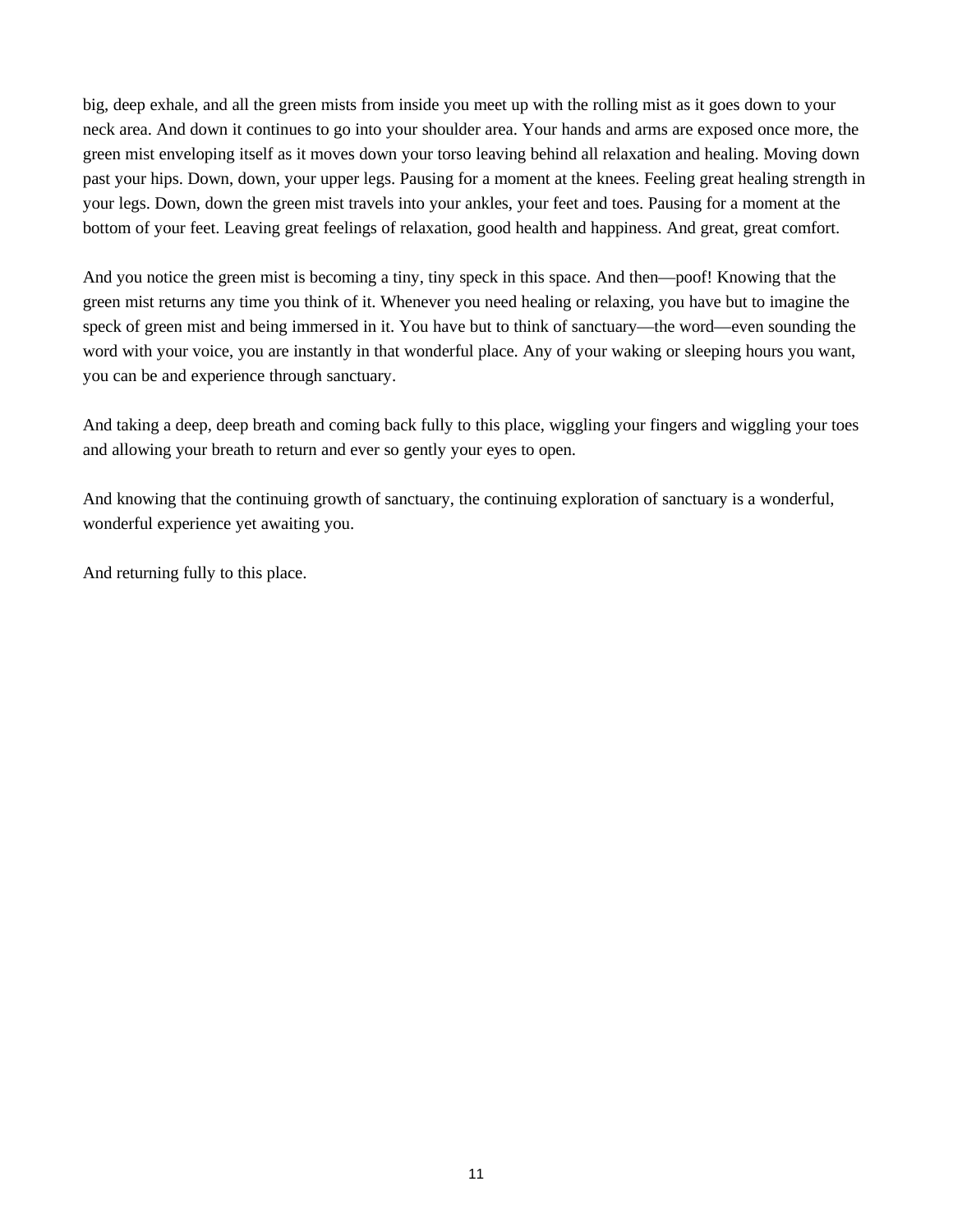big, deep exhale, and all the green mists from inside you meet up with the rolling mist as it goes down to your neck area. And down it continues to go into your shoulder area. Your hands and arms are exposed once more, the green mist enveloping itself as it moves down your torso leaving behind all relaxation and healing. Moving down past your hips. Down, down, your upper legs. Pausing for a moment at the knees. Feeling great healing strength in your legs. Down, down the green mist travels into your ankles, your feet and toes. Pausing for a moment at the bottom of your feet. Leaving great feelings of relaxation, good health and happiness. And great, great comfort.

And you notice the green mist is becoming a tiny, tiny speck in this space. And then—poof! Knowing that the green mist returns any time you think of it. Whenever you need healing or relaxing, you have but to imagine the speck of green mist and being immersed in it. You have but to think of sanctuary—the word—even sounding the word with your voice, you are instantly in that wonderful place. Any of your waking or sleeping hours you want, you can be and experience through sanctuary.

And taking a deep, deep breath and coming back fully to this place, wiggling your fingers and wiggling your toes and allowing your breath to return and ever so gently your eyes to open.

And knowing that the continuing growth of sanctuary, the continuing exploration of sanctuary is a wonderful, wonderful experience yet awaiting you.

And returning fully to this place.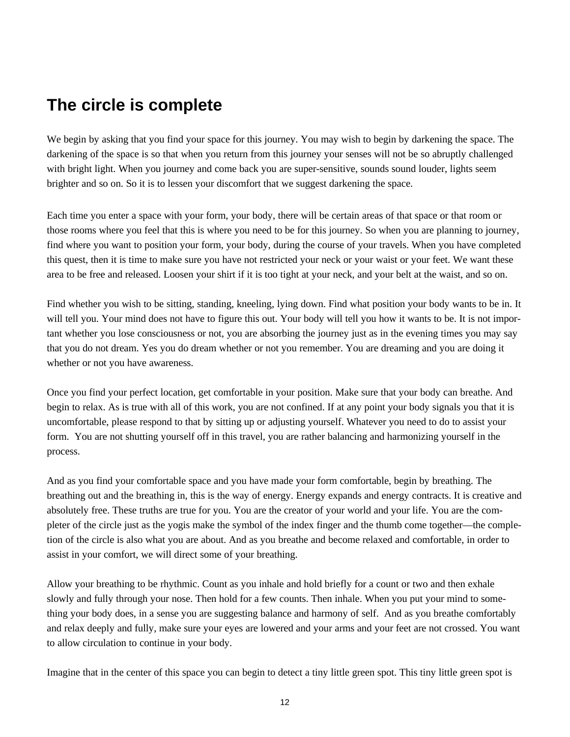## The circle is complete

We begin by asking that you find your space for this journey. You may wish to begin by darkening the space. The darkening of the space is so that when you return from this journey your senses will not be so abruptly challenged with bright light. When you journey and come back you are super-sensitive, sounds sound louder, lights seem brighter and so on. So it is to lessen your discomfort that we suggest darkening the space.

Each time you enter a space with your form, your body, there will be certain areas of that space or that room or those rooms where you feel that this is where you need to be for this journey. So when you are planning to journey, find where you want to position your form, your body, during the course of your travels. When you have completed this quest, then it is time to make sure you have not restricted your neck or your waist or your feet. We want these area to be free and released. Loosen your shirt if it is too tight at your neck, and your belt at the waist, and so on.

Find whether you wish to be sitting, standing, kneeling, lying down. Find what position your body wants to be in. It will tell you. Your mind does not have to figure this out. Your body will tell you how it wants to be. It is not important whether you lose consciousness or not, you are absorbing the journey just as in the evening times you may say that you do not dream. Yes you do dream whether or not you remember. You are dreaming and you are doing it whether or not you have awareness.

Once you find your perfect location, get comfortable in your position. Make sure that your body can breathe. And begin to relax. As is true with all of this work, you are not confined. If at any point your body signals you that it is uncomfortable, please respond to that by sitting up or adjusting yourself. Whatever you need to do to assist your form. You are not shutting yourself off in this travel, you are rather balancing and harmonizing yourself in the process.

And as you find your comfortable space and you have made your form comfortable, begin by breathing. The breathing out and the breathing in, this is the way of energy. Energy expands and energy contracts. It is creative and absolutely free. These truths are true for you. You are the creator of your world and your life. You are the completer of the circle just as the yogis make the symbol of the index finger and the thumb come together—the completion of the circle is also what you are about. And as you breathe and become relaxed and comfortable, in order to assist in your comfort, we will direct some of your breathing.

Allow your breathing to be rhythmic. Count as you inhale and hold briefly for a count or two and then exhale slowly and fully through your nose. Then hold for a few counts. Then inhale. When you put your mind to something your body does, in a sense you are suggesting balance and harmony of self. And as you breathe comfortably and relax deeply and fully, make sure your eyes are lowered and your arms and your feet are not crossed. You want to allow circulation to continue in your body.

Imagine that in the center of this space you can begin to detect a tiny little green spot. This tiny little green spot is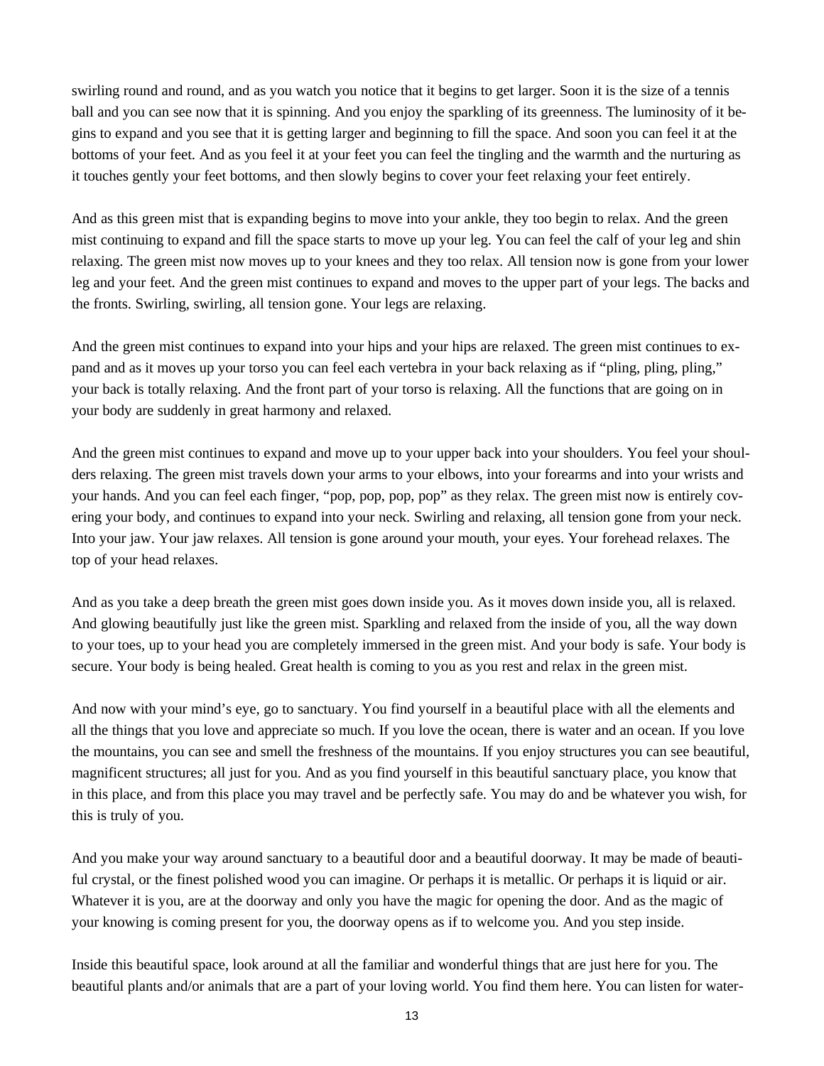swirling round and round, and as you watch you notice that it begins to get larger. Soon it is the size of a tennis ball and you can see now that it is spinning. And you enjoy the sparkling of its greenness. The luminosity of it begins to expand and you see that it is getting larger and beginning to fill the space. And soon you can feel it at the bottoms of your feet. And as you feel it at your feet you can feel the tingling and the warmth and the nurturing as it touches gently your feet bottoms, and then slowly begins to cover your feet relaxing your feet entirely.

And as this green mist that is expanding begins to move into your ankle, they too begin to relax. And the green mist continuing to expand and fill the space starts to move up your leg. You can feel the calf of your leg and shin relaxing. The green mist now moves up to your knees and they too relax. All tension now is gone from your lower leg and your feet. And the green mist continues to expand and moves to the upper part of your legs. The backs and the fronts. Swirling, swirling, all tension gone. Your legs are relaxing.

And the green mist continues to expand into your hips and your hips are relaxed. The green mist continues to expand and as it moves up your torso you can feel each vertebra in your back relaxing as if "pling, pling, pling," your back is totally relaxing. And the front part of your torso is relaxing. All the functions that are going on in your body are suddenly in great harmony and relaxed.

And the green mist continues to expand and move up to your upper back into your shoulders. You feel your shoulders relaxing. The green mist travels down your arms to your elbows, into your forearms and into your wrists and your hands. And you can feel each finger, "pop, pop, pop, pop" as they relax. The green mist now is entirely covering your body, and continues to expand into your neck. Swirling and relaxing, all tension gone from your neck. Into your jaw. Your jaw relaxes. All tension is gone around your mouth, your eyes. Your forehead relaxes. The top of your head relaxes.

And as you take a deep breath the green mist goes down inside you. As it moves down inside you, all is relaxed. And glowing beautifully just like the green mist. Sparkling and relaxed from the inside of you, all the way down to your toes, up to your head you are completely immersed in the green mist. And your body is safe. Your body is secure. Your body is being healed. Great health is coming to you as you rest and relax in the green mist.

And now with your mind's eye, go to sanctuary. You find yourself in a beautiful place with all the elements and all the things that you love and appreciate so much. If you love the ocean, there is water and an ocean. If you love the mountains, you can see and smell the freshness of the mountains. If you enjoy structures you can see beautiful, magnificent structures; all just for you. And as you find yourself in this beautiful sanctuary place, you know that in this place, and from this place you may travel and be perfectly safe. You may do and be whatever you wish, for this is truly of you.

And you make your way around sanctuary to a beautiful door and a beautiful doorway. It may be made of beautiful crystal, or the finest polished wood you can imagine. Or perhaps it is metallic. Or perhaps it is liquid or air. Whatever it is you, are at the doorway and only you have the magic for opening the door. And as the magic of your knowing is coming present for you, the doorway opens as if to welcome you. And you step inside.

Inside this beautiful space, look around at all the familiar and wonderful things that are just here for you. The beautiful plants and/or animals that are a part of your loving world. You find them here. You can listen for water-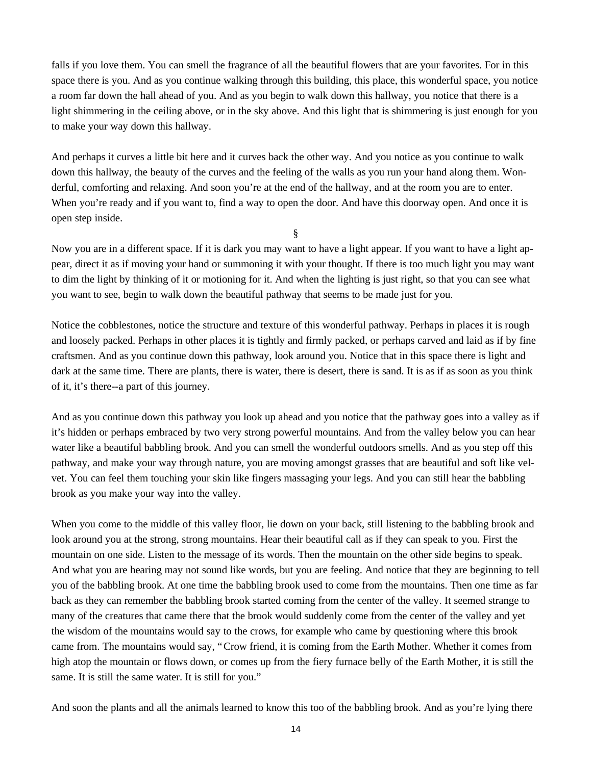falls if you love them. You can smell the fragrance of all the beautiful flowers that are your favorites. For in this space there is you. And as you continue walking through this building, this place, this wonderful space, you notice a room far down the hall ahead of you. And as you begin to walk down this hallway, you notice that there is a light shimmering in the ceiling above, or in the sky above. And this light that is shimmering is just enough for you to make your way down this hallway.

And perhaps it curves a little bit here and it curves back the other way. And you notice as you continue to walk down this hallway, the beauty of the curves and the feeling of the walls as you run your hand along them. Wonderful, comforting and relaxing. And soon you're at the end of the hallway, and at the room you are to enter. When you're ready and if you want to, find a way to open the door. And have this doorway open. And once it is open step inside.

§

Now you are in a different space. If it is dark you may want to have a light appear. If you want to have a light appear, direct it as if moving your hand or summoning it with your thought. If there is too much light you may want to dim the light by thinking of it or motioning for it. And when the lighting is just right, so that you can see what you want to see, begin to walk down the beautiful pathway that seems to be made just for you.

Notice the cobblestones, notice the structure and texture of this wonderful pathway. Perhaps in places it is rough and loosely packed. Perhaps in other places it is tightly and firmly packed, or perhaps carved and laid as if by fine craftsmen. And as you continue down this pathway, look around you. Notice that in this space there is light and dark at the same time. There are plants, there is water, there is desert, there is sand. It is as if as soon as you think of it, it's there--a part of this journey.

And as you continue down this pathway you look up ahead and you notice that the pathway goes into a valley as if it's hidden or perhaps embraced by two very strong powerful mountains. And from the valley below you can hear water like a beautiful babbling brook. And you can smell the wonderful outdoors smells. And as you step off this pathway, and make your way through nature, you are moving amongst grasses that are beautiful and soft like velvet. You can feel them touching your skin like fingers massaging your legs. And you can still hear the babbling brook as you make your way into the valley.

When you come to the middle of this valley floor, lie down on your back, still listening to the babbling brook and look around you at the strong, strong mountains. Hear their beautiful call as if they can speak to you. First the mountain on one side. Listen to the message of its words. Then the mountain on the other side begins to speak. And what you are hearing may not sound like words, but you are feeling. And notice that they are beginning to tell you of the babbling brook. At one time the babbling brook used to come from the mountains. Then one time as far back as they can remember the babbling brook started coming from the center of the valley. It seemed strange to many of the creatures that came there that the brook would suddenly come from the center of the valley and yet the wisdom of the mountains would say to the crows, for example who came by questioning where this brook came from. The mountains would say, "Crow friend, it is coming from the Earth Mother. Whether it comes from high atop the mountain or flows down, or comes up from the fiery furnace belly of the Earth Mother, it is still the same. It is still the same water. It is still for you."

And soon the plants and all the animals learned to know this too of the babbling brook. And as you're lying there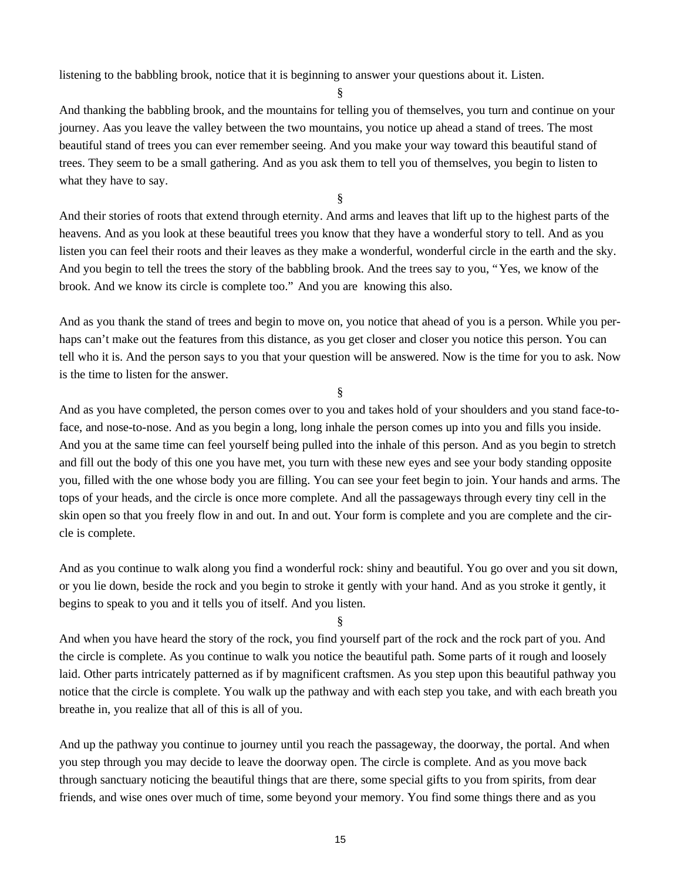listening to the babbling brook, notice that it is beginning to answer your questions about it. Listen.

§

And thanking the babbling brook, and the mountains for telling you of themselves, you turn and continue on your journey. Aas you leave the valley between the two mountains, you notice up ahead a stand of trees. The most beautiful stand of trees you can ever remember seeing. And you make your way toward this beautiful stand of trees. They seem to be a small gathering. And as you ask them to tell you of themselves, you begin to listen to what they have to say.

§

And their stories of roots that extend through eternity. And arms and leaves that lift up to the highest parts of the heavens. And as you look at these beautiful trees you know that they have a wonderful story to tell. And as you listen you can feel their roots and their leaves as they make a wonderful, wonderful circle in the earth and the sky. And you begin to tell the trees the story of the babbling brook. And the trees say to you, "Yes, we know of the brook. And we know its circle is complete too." And you are knowing this also.

And as you thank the stand of trees and begin to move on, you notice that ahead of you is a person. While you perhaps can't make out the features from this distance, as you get closer and closer you notice this person. You can tell who it is. And the person says to you that your question will be answered. Now is the time for you to ask. Now is the time to listen for the answer.

§

And as you have completed, the person comes over to you and takes hold of your shoulders and you stand face-to-face, and nose-to-nose. And as you begin a long, long inhale the person comes up into you and fills you inside. And you at the same time can feel yourself being pulled into the inhale of this person. And as you begin to stretch and fill out the body of this one you have met, you turn with these new eyes and see your body standing opposite you, filled with the one whose body you are filling. You can see your feet begin to join. Your hands and arms. The tops of your heads, and the circle is once more complete. And all the passageways through every tiny cell in the skin open so that you freely flow in and out. In and out. Your form is complete and you are complete and the circle is complete.

And as you continue to walk along you find a wonderful rock: shiny and beautiful. You go over and you sit down, or you lie down, beside the rock and you begin to stroke it gently with your hand. And as you stroke it gently, it begins to speak to you and it tells you of itself. And you listen.

§

And when you have heard the story of the rock, you find yourself part of the rock and the rock part of you. And the circle is complete. As you continue to walk you notice the beautiful path. Some parts of it rough and loosely laid. Other parts intricately patterned as if by magnificent craftsmen. As you step upon this beautiful pathway you notice that the circle is complete. You walk up the pathway and with each step you take, and with each breath you breathe in, you realize that all of this is all of you.

And up the pathway you continue to journey until you reach the passageway, the doorway, the portal. And when you step through you may decide to leave the doorway open. The circle is complete. And as you move back through sanctuary noticing the beautiful things that are there, some special gifts to you from spirits, from dear friends, and wise ones over much of time, some beyond your memory. You find some things there and as you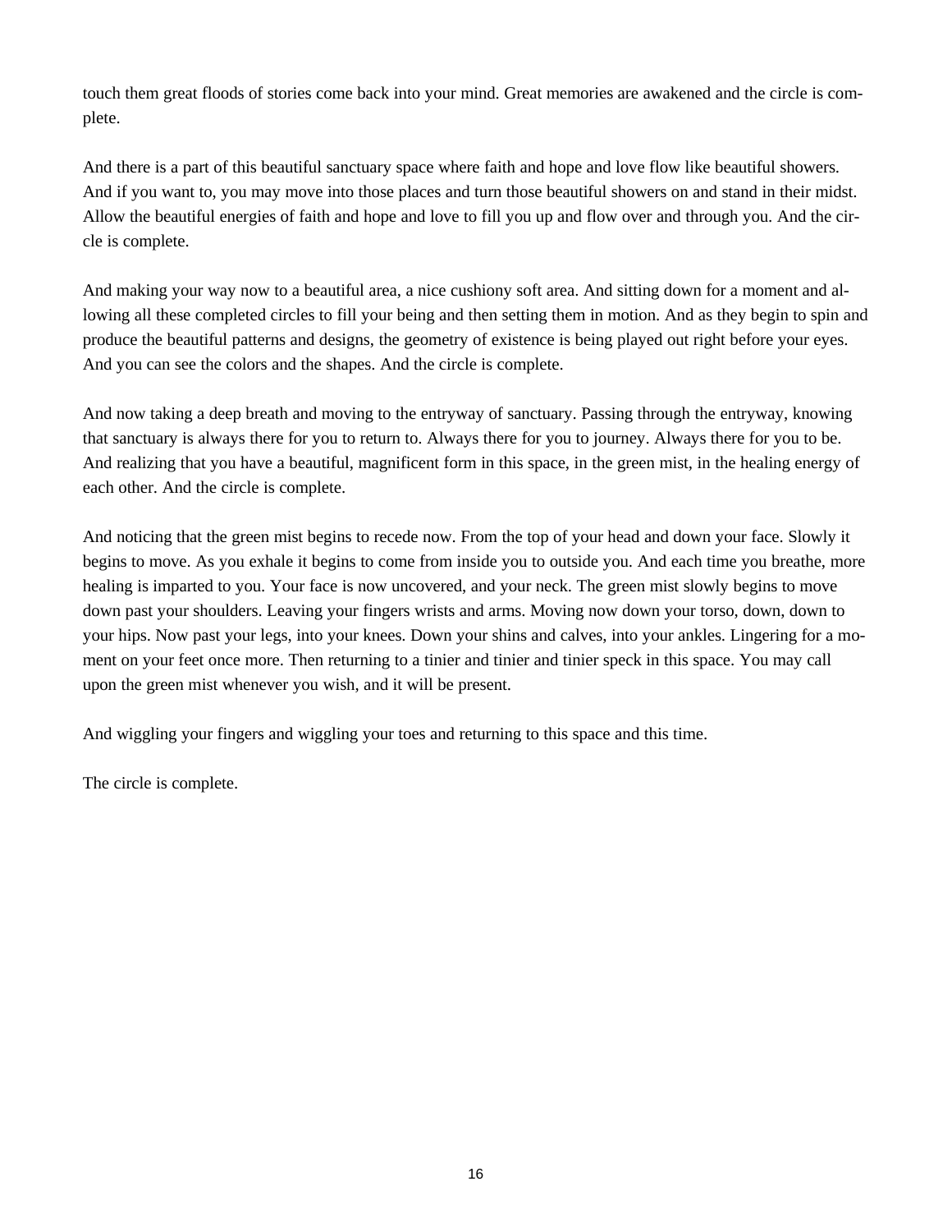touch them great floods of stories come back into your mind. Great memories are awakened and the circle is complete.

And there is a part of this beautiful sanctuary space where faith and hope and love flow like beautiful showers. And if you want to, you may move into those places and turn those beautiful showers on and stand in their midst. Allow the beautiful energies of faith and hope and love to fill you up and flow over and through you. And the circle is complete.

And making your way now to a beautiful area, a nice cushiony soft area. And sitting down for a moment and allowing all these completed circles to fill your being and then setting them in motion. And as they begin to spin and produce the beautiful patterns and designs, the geometry of existence is being played out right before your eyes. And you can see the colors and the shapes. And the circle is complete.

And now taking a deep breath and moving to the entryway of sanctuary. Passing through the entryway, knowing that sanctuary is always there for you to return to. Always there for you to journey. Always there for you to be. And realizing that you have a beautiful, magnificent form in this space, in the green mist, in the healing energy of each other. And the circle is complete.

And noticing that the green mist begins to recede now. From the top of your head and down your face. Slowly it begins to move. As you exhale it begins to come from inside you to outside you. And each time you breathe, more healing is imparted to you. Your face is now uncovered, and your neck. The green mist slowly begins to move down past your shoulders. Leaving your fingers wrists and arms. Moving now down your torso, down, down to your hips. Now past your legs, into your knees. Down your shins and calves, into your ankles. Lingering for a moment on your feet once more. Then returning to a tinier and tinier and tinier speck in this space. You may call upon the green mist whenever you wish, and it will be present.

And wiggling your fingers and wiggling your toes and returning to this space and this time.

The circle is complete.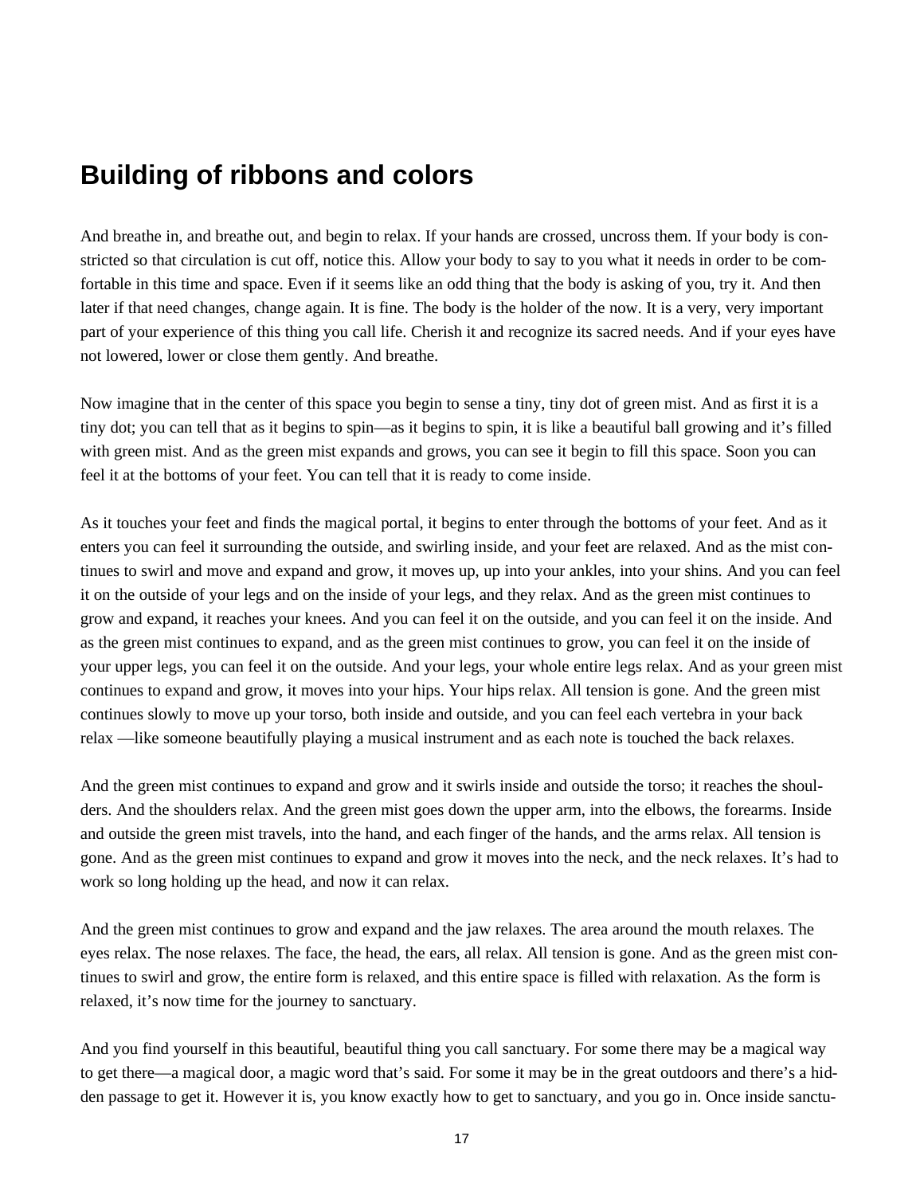## Building of ribbons and colors

And breathe in, and breathe out, and begin to relax. If your hands are crossed, uncross them. If your body is constricted so that circulation is cut off, notice this. Allow your body to say to you what it needs in order to be comfortable in this time and space. Even if it seems like an odd thing that the body is asking of you, try it. And then later if that need changes, change again. It is fine. The body is the holder of the now. It is a very, very important part of your experience of this thing you call life. Cherish it and recognize its sacred needs. And if your eyes have not lowered, lower or close them gently. And breathe.

Now imagine that in the center of this space you begin to sense a tiny, tiny dot of green mist. And as first it is a tiny dot; you can tell that as it begins to spin—as it begins to spin, it is like a beautiful ball growing and it's filled with green mist. And as the green mist expands and grows, you can see it begin to fill this space. Soon you can feel it at the bottoms of your feet. You can tell that it is ready to come inside.

As it touches your feet and finds the magical portal, it begins to enter through the bottoms of your feet. And as it enters you can feel it surrounding the outside, and swirling inside, and your feet are relaxed. And as the mist continues to swirl and move and expand and grow, it moves up, up into your ankles, into your shins. And you can feel it on the outside of your legs and on the inside of your legs, and they relax. And as the green mist continues to grow and expand, it reaches your knees. And you can feel it on the outside, and you can feel it on the inside. And as the green mist continues to expand, and as the green mist continues to grow, you can feel it on the inside of your upper legs, you can feel it on the outside. And your legs, your whole entire legs relax. And as your green mist continues to expand and grow, it moves into your hips. Your hips relax. All tension is gone. And the green mist continues slowly to move up your torso, both inside and outside, and you can feel each vertebra in your back relax —like someone beautifully playing a musical instrument and as each note is touched the back relaxes.

And the green mist continues to expand and grow and it swirls inside and outside the torso; it reaches the shoulders. And the shoulders relax. And the green mist goes down the upper arm, into the elbows, the forearms. Inside and outside the green mist travels, into the hand, and each finger of the hands, and the arms relax. All tension is gone. And as the green mist continues to expand and grow it moves into the neck, and the neck relaxes. It's had to work so long holding up the head, and now it can relax.

And the green mist continues to grow and expand and the jaw relaxes. The area around the mouth relaxes. The eyes relax. The nose relaxes. The face, the head, the ears, all relax. All tension is gone. And as the green mist continues to swirl and grow, the entire form is relaxed, and this entire space is filled with relaxation. As the form is relaxed, it's now time for the journey to sanctuary.

And you find yourself in this beautiful, beautiful thing you call sanctuary. For some there may be a magical way to get there—a magical door, a magic word that's said. For some it may be in the great outdoors and there's a hidden passage to get it. However it is, you know exactly how to get to sanctuary, and you go in. Once inside sanctu-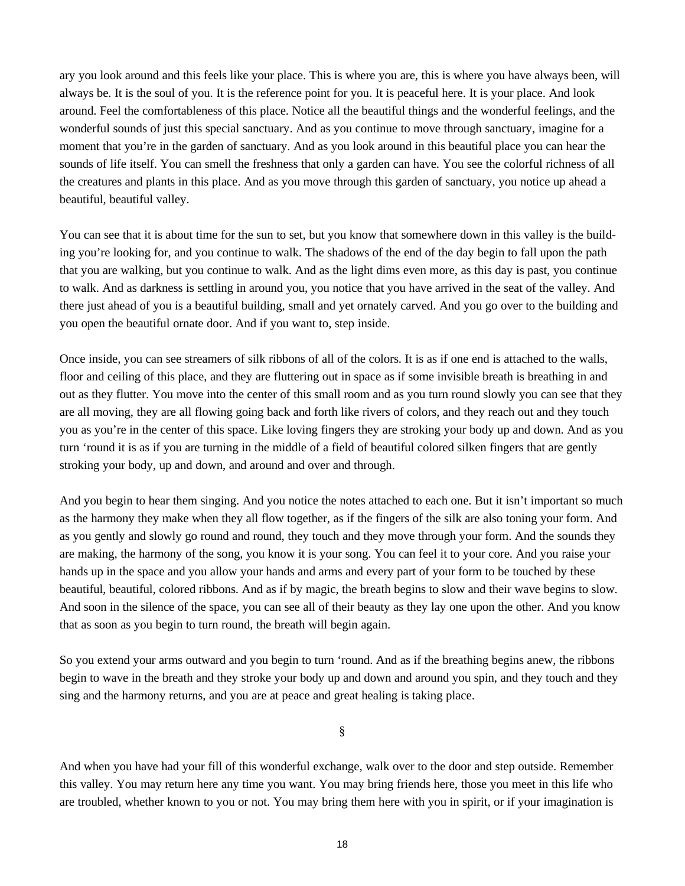ary you look around and this feels like your place. This is where you are, this is where you have always been, will always be. It is the soul of you. It is the reference point for you. It is peaceful here. It is your place. And look around. Feel the comfortableness of this place. Notice all the beautiful things and the wonderful feelings, and the wonderful sounds of just this special sanctuary. And as you continue to move through sanctuary, imagine for a moment that you're in the garden of sanctuary. And as you look around in this beautiful place you can hear the sounds of life itself. You can smell the freshness that only a garden can have. You see the colorful richness of all the creatures and plants in this place. And as you move through this garden of sanctuary, you notice up ahead a beautiful, beautiful valley.

You can see that it is about time for the sun to set, but you know that somewhere down in this valley is the building you're looking for, and you continue to walk. The shadows of the end of the day begin to fall upon the path that you are walking, but you continue to walk. And as the light dims even more, as this day is past, you continue to walk. And as darkness is settling in around you, you notice that you have arrived in the seat of the valley. And there just ahead of you is a beautiful building, small and yet ornately carved. And you go over to the building and you open the beautiful ornate door. And if you want to, step inside.

Once inside, you can see streamers of silk ribbons of all of the colors. It is as if one end is attached to the walls, floor and ceiling of this place, and they are fluttering out in space as if some invisible breath is breathing in and out as they flutter. You move into the center of this small room and as you turn round slowly you can see that they are all moving, they are all flowing going back and forth like rivers of colors, and they reach out and they touch you as you're in the center of this space. Like loving fingers they are stroking your body up and down. And as you turn 'round it is as if you are turning in the middle of a field of beautiful colored silken fingers that are gently stroking your body, up and down, and around and over and through.

And you begin to hear them singing. And you notice the notes attached to each one. But it isn't important so much as the harmony they make when they all flow together, as if the fingers of the silk are also toning your form. And as you gently and slowly go round and round, they touch and they move through your form. And the sounds they are making, the harmony of the song, you know it is your song. You can feel it to your core. And you raise your hands up in the space and you allow your hands and arms and every part of your form to be touched by these beautiful, beautiful, colored ribbons. And as if by magic, the breath begins to slow and their wave begins to slow. And soon in the silence of the space, you can see all of their beauty as they lay one upon the other. And you know that as soon as you begin to turn round, the breath will begin again.

So you extend your arms outward and you begin to turn 'round. And as if the breathing begins anew, the ribbons begin to wave in the breath and they stroke your body up and down and around you spin, and they touch and they sing and the harmony returns, and you are at peace and great healing is taking place.

§

And when you have had your fill of this wonderful exchange, walk over to the door and step outside. Remember this valley. You may return here any time you want. You may bring friends here, those you meet in this life who are troubled, whether known to you or not. You may bring them here with you in spirit, or if your imagination is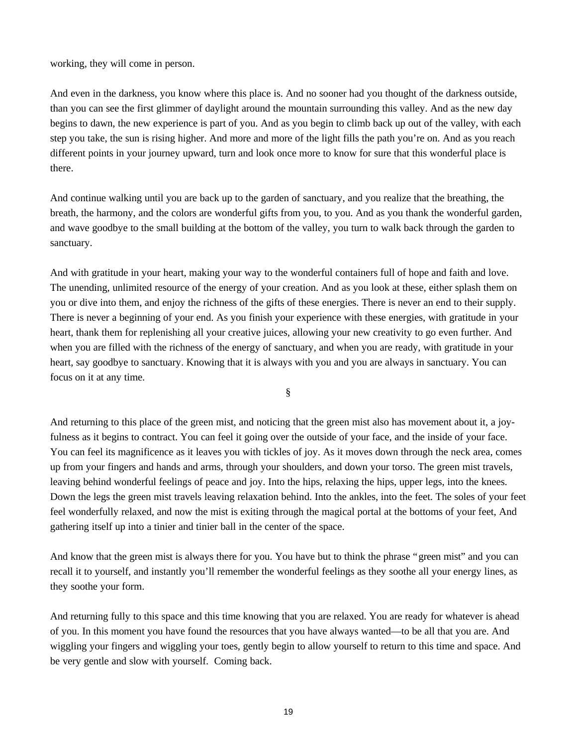working, they will come in person.

And even in the darkness, you know where this place is. And no sooner had you thought of the darkness outside, than you can see the first glimmer of daylight around the mountain surrounding this valley. And as the new day begins to dawn, the new experience is part of you. And as you begin to climb back up out of the valley, with each step you take, the sun is rising higher. And more and more of the light fills the path you're on. And as you reach different points in your journey upward, turn and look once more to know for sure that this wonderful place is there.

And continue walking until you are back up to the garden of sanctuary, and you realize that the breathing, the breath, the harmony, and the colors are wonderful gifts from you, to you. And as you thank the wonderful garden, and wave goodbye to the small building at the bottom of the valley, you turn to walk back through the garden to sanctuary.

And with gratitude in your heart, making your way to the wonderful containers full of hope and faith and love. The unending, unlimited resource of the energy of your creation. And as you look at these, either splash them on you or dive into them, and enjoy the richness of the gifts of these energies. There is never an end to their supply. There is never a beginning of your end. As you finish your experience with these energies, with gratitude in your heart, thank them for replenishing all your creative juices, allowing your new creativity to go even further. And when you are filled with the richness of the energy of sanctuary, and when you are ready, with gratitude in your heart, say goodbye to sanctuary. Knowing that it is always with you and you are always in sanctuary. You can focus on it at any time.

§

And returning to this place of the green mist, and noticing that the green mist also has movement about it, a joy-fulness as it begins to contract. You can feel it going over the outside of your face, and the inside of your face. You can feel its magnificence as it leaves you with tickles of joy. As it moves down through the neck area, comes up from your fingers and hands and arms, through your shoulders, and down your torso. The green mist travels, leaving behind wonderful feelings of peace and joy. Into the hips, relaxing the hips, upper legs, into the knees. Down the legs the green mist travels leaving relaxation behind. Into the ankles, into the feet. The soles of your feet feel wonderfully relaxed, and now the mist is exiting through the magical portal at the bottoms of your feet, And gathering itself up into a tinier and tinier ball in the center of the space.

And know that the green mist is always there for you. You have but to think the phrase "green mist" and you can recall it to yourself, and instantly you'll remember the wonderful feelings as they soothe all your energy lines, as they soothe your form.

And returning fully to this space and this time knowing that you are relaxed. You are ready for whatever is ahead of you. In this moment you have found the resources that you have always wanted—to be all that you are. And wiggling your fingers and wiggling your toes, gently begin to allow yourself to return to this time and space. And be very gentle and slow with yourself. Coming back.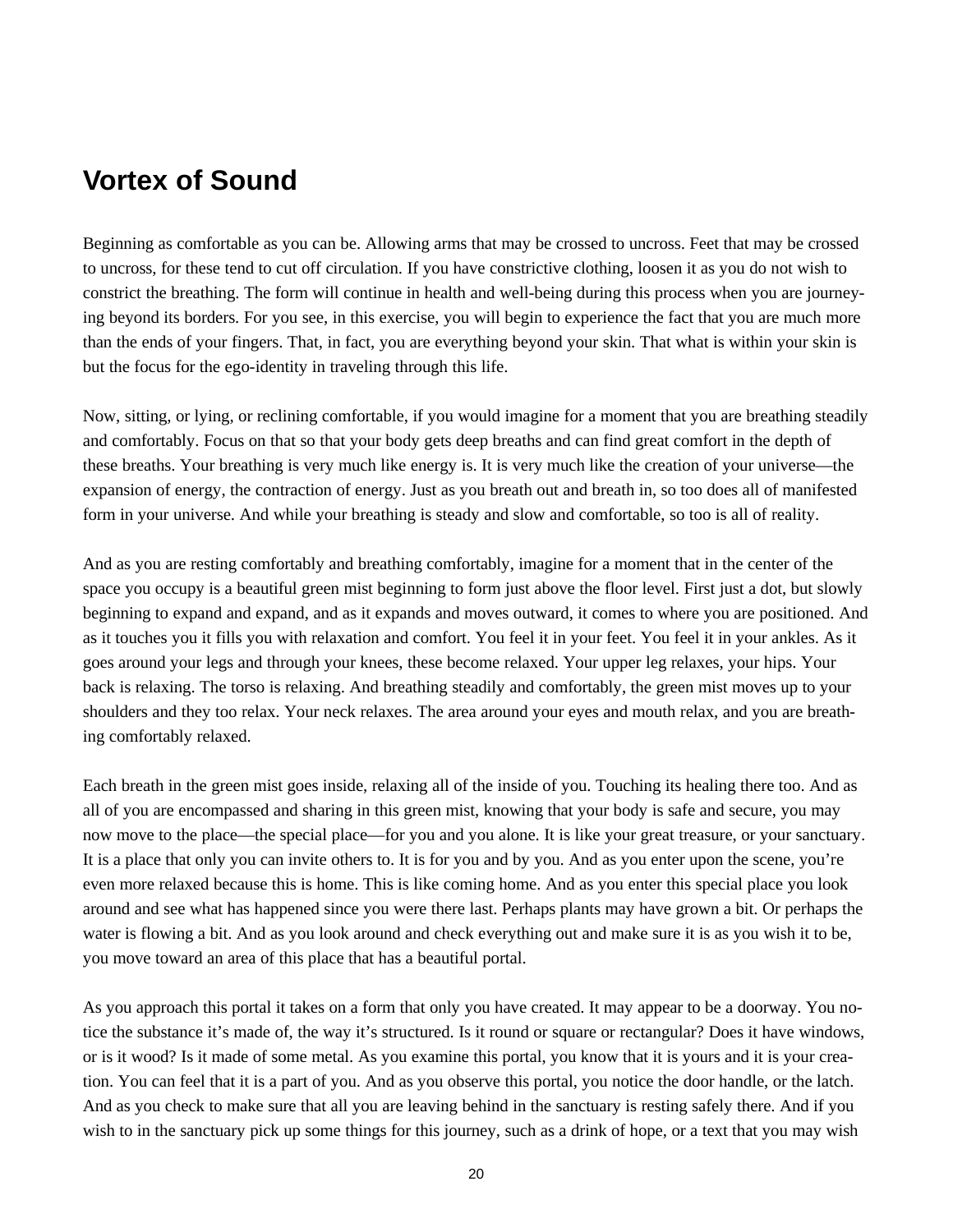# Vortex of Sound

Beginning as comfortable as you can be. Allowing arms that may be crossed to uncross. Feet that may be crossed to uncross, for these tend to cut off circulation. If you have constrictive clothing, loosen it as you do not wish to constrict the breathing. The form will continue in health and well-being during this process when you are journeying beyond its borders. For you see, in this exercise, you will begin to experience the fact that you are much more than the ends of your fingers. That, in fact, you are everything beyond your skin. That what is within your skin is but the focus for the ego-identity in traveling through this life.

Now, sitting, or lying, or reclining comfortable, if you would imagine for a moment that you are breathing steadily and comfortably. Focus on that so that your body gets deep breaths and can find great comfort in the depth of these breaths. Your breathing is very much like energy is. It is very much like the creation of your universe—the expansion of energy, the contraction of energy. Just as you breath out and breath in, so too does all of manifested form in your universe. And while your breathing is steady and slow and comfortable, so too is all of reality.

And as you are resting comfortably and breathing comfortably, imagine for a moment that in the center of the space you occupy is a beautiful green mist beginning to form just above the floor level. First just a dot, but slowly beginning to expand and expand, and as it expands and moves outward, it comes to where you are positioned. And as it touches you it fills you with relaxation and comfort. You feel it in your feet. You feel it in your ankles. As it goes around your legs and through your knees, these become relaxed. Your upper leg relaxes, your hips. Your back is relaxing. The torso is relaxing. And breathing steadily and comfortably, the green mist moves up to your shoulders and they too relax. Your neck relaxes. The area around your eyes and mouth relax, and you are breathing comfortably relaxed.

Each breath in the green mist goes inside, relaxing all of the inside of you. Touching its healing there too. And as all of you are encompassed and sharing in this green mist, knowing that your body is safe and secure, you may now move to the place—the special place—for you and you alone. It is like your great treasure, or your sanctuary. It is a place that only you can invite others to. It is for you and by you. And as you enter upon the scene, you're even more relaxed because this is home. This is like coming home. And as you enter this special place you look around and see what has happened since you were there last. Perhaps plants may have grown a bit. Or perhaps the water is flowing a bit. And as you look around and check everything out and make sure it is as you wish it to be, you move toward an area of this place that has a beautiful portal.

As you approach this portal it takes on a form that only you have created. It may appear to be a doorway. You notice the substance it's made of, the way it's structured. Is it round or square or rectangular? Does it have windows, or is it wood? Is it made of some metal. As you examine this portal, you know that it is yours and it is your creation. You can feel that it is a part of you. And as you observe this portal, you notice the door handle, or the latch. And as you check to make sure that all you are leaving behind in the sanctuary is resting safely there. And if you wish to in the sanctuary pick up some things for this journey, such as a drink of hope, or a text that you may wish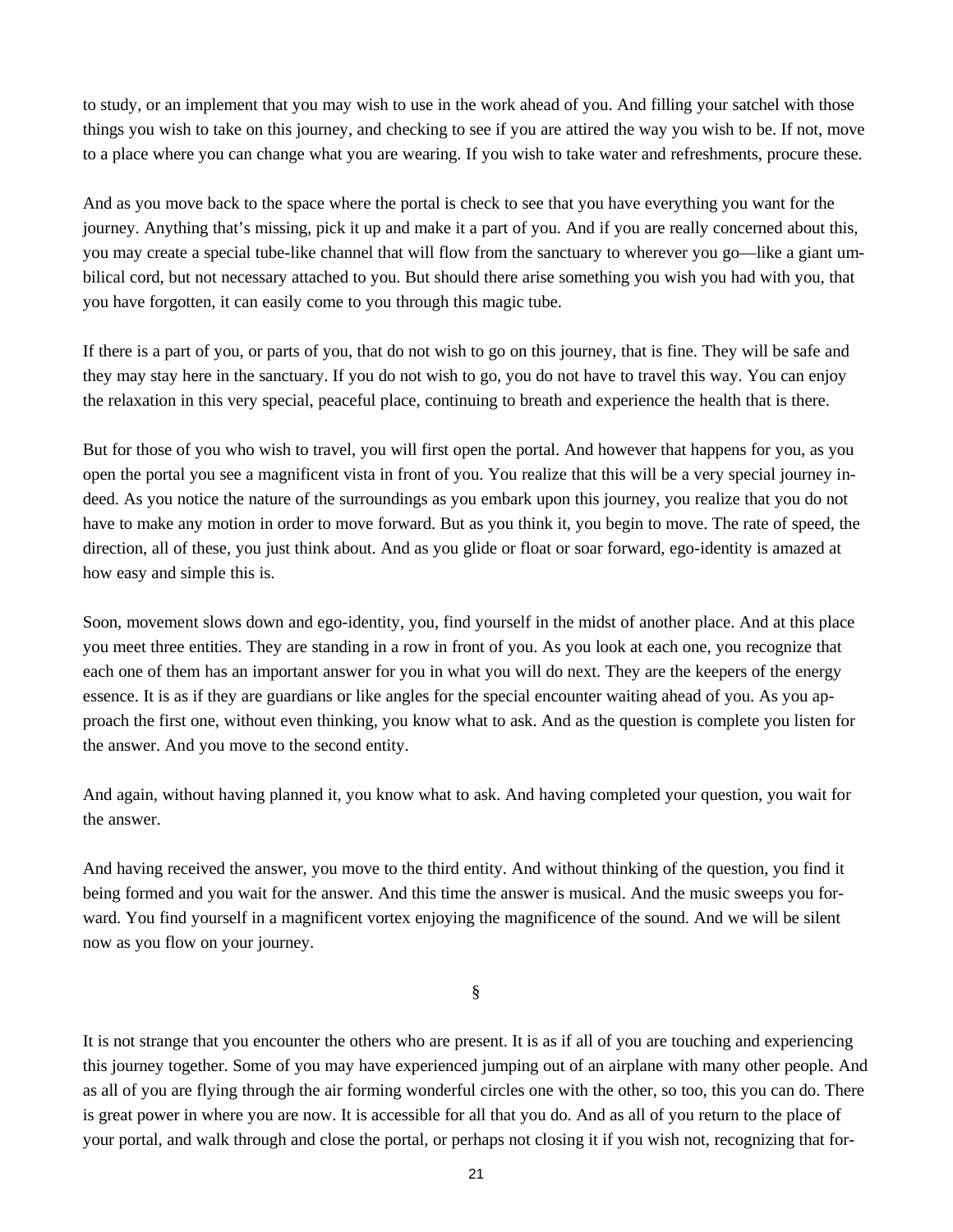to study, or an implement that you may wish to use in the work ahead of you. And filling your satchel with those things you wish to take on this journey, and checking to see if you are attired the way you wish to be. If not, move to a place where you can change what you are wearing. If you wish to take water and refreshments, procure these.

And as you move back to the space where the portal is check to see that you have everything you want for the journey. Anything that's missing, pick it up and make it a part of you. And if you are really concerned about this, you may create a special tube-like channel that will flow from the sanctuary to wherever you go—like a giant umbilical cord, but not necessary attached to you. But should there arise something you wish you had with you, that you have forgotten, it can easily come to you through this magic tube.

If there is a part of you, or parts of you, that do not wish to go on this journey, that is fine. They will be safe and they may stay here in the sanctuary. If you do not wish to go, you do not have to travel this way. You can enjoy the relaxation in this very special, peaceful place, continuing to breath and experience the health that is there.

But for those of you who wish to travel, you will first open the portal. And however that happens for you, as you open the portal you see a magnificent vista in front of you. You realize that this will be a very special journey indeed. As you notice the nature of the surroundings as you embark upon this journey, you realize that you do not have to make any motion in order to move forward. But as you think it, you begin to move. The rate of speed, the direction, all of these, you just think about. And as you glide or float or soar forward, ego-identity is amazed at how easy and simple this is.

Soon, movement slows down and ego-identity, you, find yourself in the midst of another place. And at this place you meet three entities. They are standing in a row in front of you. As you look at each one, you recognize that each one of them has an important answer for you in what you will do next. They are the keepers of the energy essence. It is as if they are guardians or like angles for the special encounter waiting ahead of you. As you approach the first one, without even thinking, you know what to ask. And as the question is complete you listen for the answer. And you move to the second entity.

And again, without having planned it, you know what to ask. And having completed your question, you wait for the answer.

And having received the answer, you move to the third entity. And without thinking of the question, you find it being formed and you wait for the answer. And this time the answer is musical. And the music sweeps you forward. You find yourself in a magnificent vortex enjoying the magnificence of the sound. And we will be silent now as you flow on your journey.

§

It is not strange that you encounter the others who are present. It is as if all of you are touching and experiencing this journey together. Some of you may have experienced jumping out of an airplane with many other people. And as all of you are flying through the air forming wonderful circles one with the other, so too, this you can do. There is great power in where you are now. It is accessible for all that you do. And as all of you return to the place of your portal, and walk through and close the portal, or perhaps not closing it if you wish not, recognizing that for-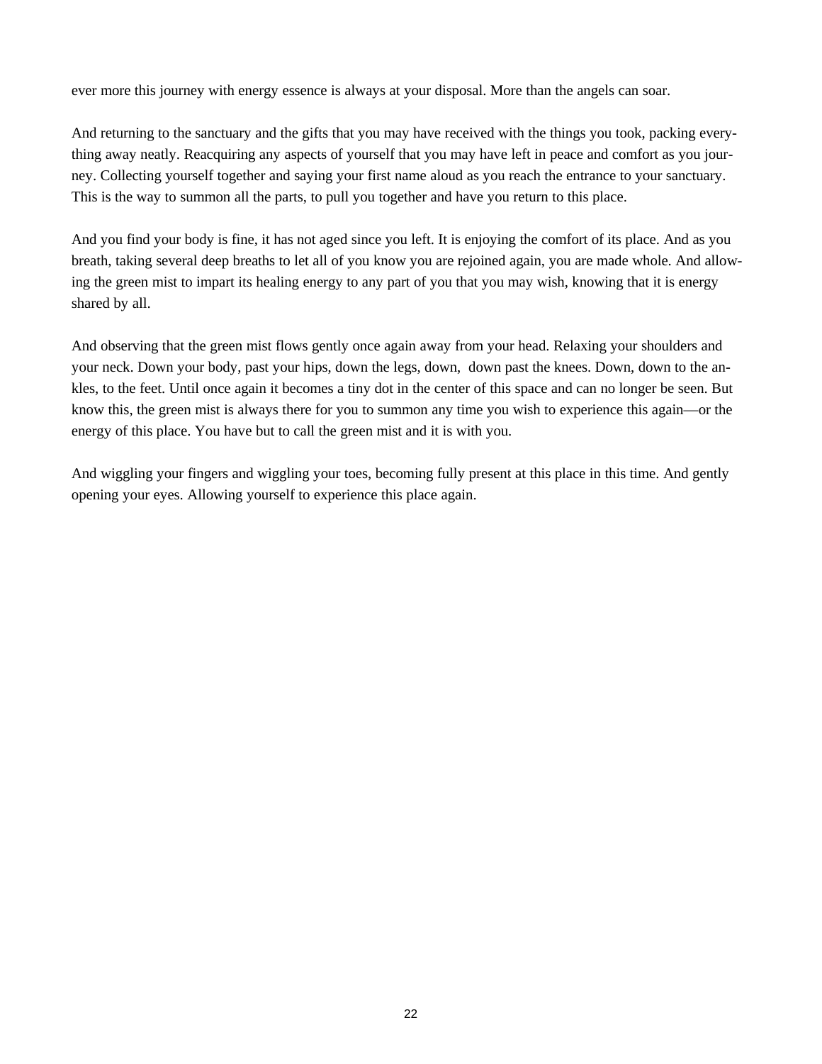ever more this journey with energy essence is always at your disposal. More than the angels can soar.

And returning to the sanctuary and the gifts that you may have received with the things you took, packing everything away neatly. Reacquiring any aspects of yourself that you may have left in peace and comfort as you journey. Collecting yourself together and saying your first name aloud as you reach the entrance to your sanctuary. This is the way to summon all the parts, to pull you together and have you return to this place.

And you find your body is fine, it has not aged since you left. It is enjoying the comfort of its place. And as you breath, taking several deep breaths to let all of you know you are rejoined again, you are made whole. And allowing the green mist to impart its healing energy to any part of you that you may wish, knowing that it is energy shared by all.

And observing that the green mist flows gently once again away from your head. Relaxing your shoulders and your neck. Down your body, past your hips, down the legs, down, down past the knees. Down, down to the ankles, to the feet. Until once again it becomes a tiny dot in the center of this space and can no longer be seen. But know this, the green mist is always there for you to summon any time you wish to experience this again—or the energy of this place. You have but to call the green mist and it is with you.

And wiggling your fingers and wiggling your toes, becoming fully present at this place in this time. And gently opening your eyes. Allowing yourself to experience this place again.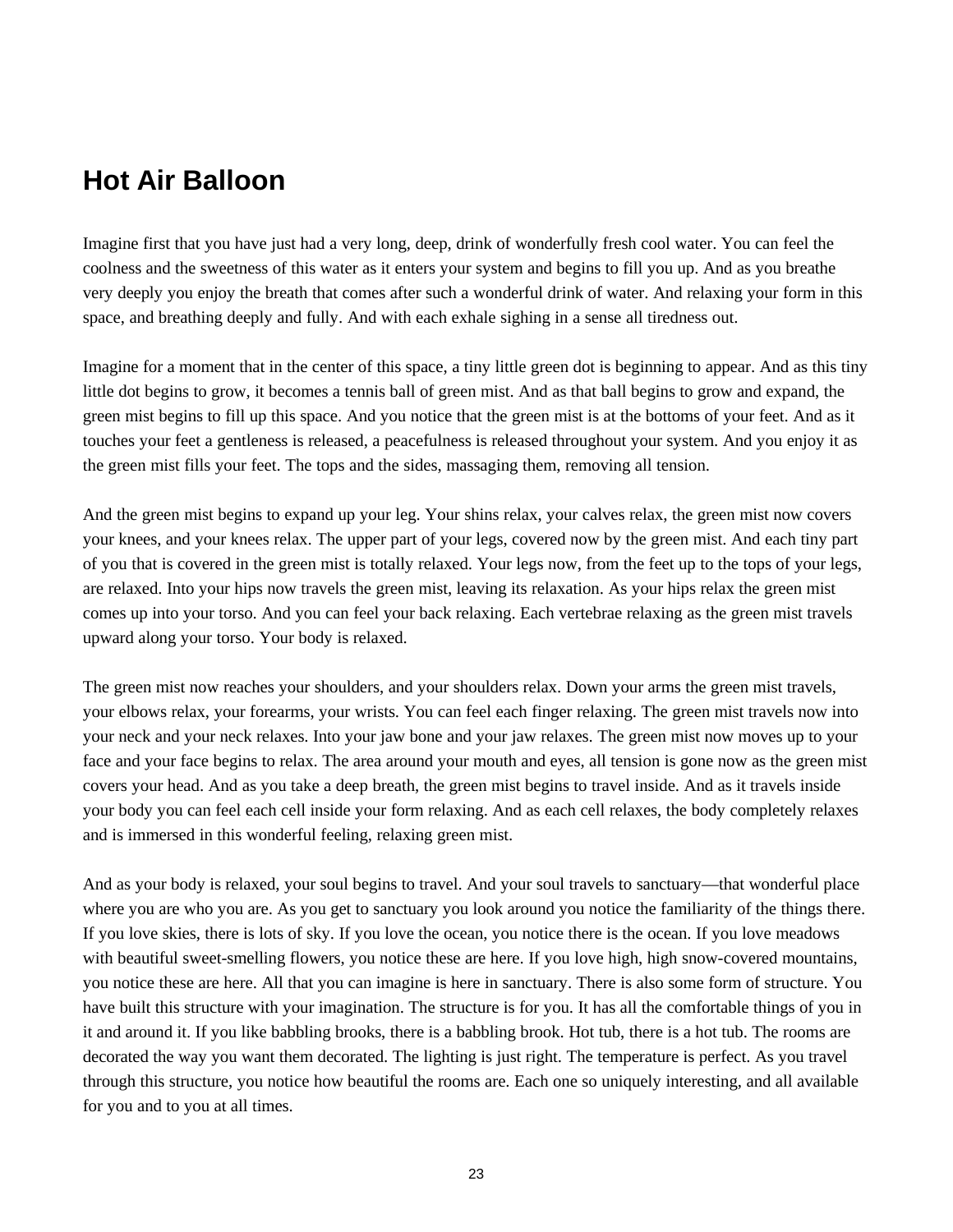## Hot Air Balloon

Imagine first that you have just had a very long, deep, drink of wonderfully fresh cool water. You can feel the coolness and the sweetness of this water as it enters your system and begins to fill you up. And as you breathe very deeply you enjoy the breath that comes after such a wonderful drink of water. And relaxing your form in this space, and breathing deeply and fully. And with each exhale sighing in a sense all tiredness out.

Imagine for a moment that in the center of this space, a tiny little green dot is beginning to appear. And as this tiny little dot begins to grow, it becomes a tennis ball of green mist. And as that ball begins to grow and expand, the green mist begins to fill up this space. And you notice that the green mist is at the bottoms of your feet. And as it touches your feet a gentleness is released, a peacefulness is released throughout your system. And you enjoy it as the green mist fills your feet. The tops and the sides, massaging them, removing all tension.

And the green mist begins to expand up your leg. Your shins relax, your calves relax, the green mist now covers your knees, and your knees relax. The upper part of your legs, covered now by the green mist. And each tiny part of you that is covered in the green mist is totally relaxed. Your legs now, from the feet up to the tops of your legs, are relaxed. Into your hips now travels the green mist, leaving its relaxation. As your hips relax the green mist comes up into your torso. And you can feel your back relaxing. Each vertebrae relaxing as the green mist travels upward along your torso. Your body is relaxed.

The green mist now reaches your shoulders, and your shoulders relax. Down your arms the green mist travels, your elbows relax, your forearms, your wrists. You can feel each finger relaxing. The green mist travels now into your neck and your neck relaxes. Into your jaw bone and your jaw relaxes. The green mist now moves up to your face and your face begins to relax. The area around your mouth and eyes, all tension is gone now as the green mist covers your head. And as you take a deep breath, the green mist begins to travel inside. And as it travels inside your body you can feel each cell inside your form relaxing. And as each cell relaxes, the body completely relaxes and is immersed in this wonderful feeling, relaxing green mist.

And as your body is relaxed, your soul begins to travel. And your soul travels to sanctuary—that wonderful place where you are who you are. As you get to sanctuary you look around you notice the familiarity of the things there. If you love skies, there is lots of sky. If you love the ocean, you notice there is the ocean. If you love meadows with beautiful sweet-smelling flowers, you notice these are here. If you love high, high snow-covered mountains, you notice these are here. All that you can imagine is here in sanctuary. There is also some form of structure. You have built this structure with your imagination. The structure is for you. It has all the comfortable things of you in it and around it. If you like babbling brooks, there is a babbling brook. Hot tub, there is a hot tub. The rooms are decorated the way you want them decorated. The lighting is just right. The temperature is perfect. As you travel through this structure, you notice how beautiful the rooms are. Each one so uniquely interesting, and all available for you and to you at all times.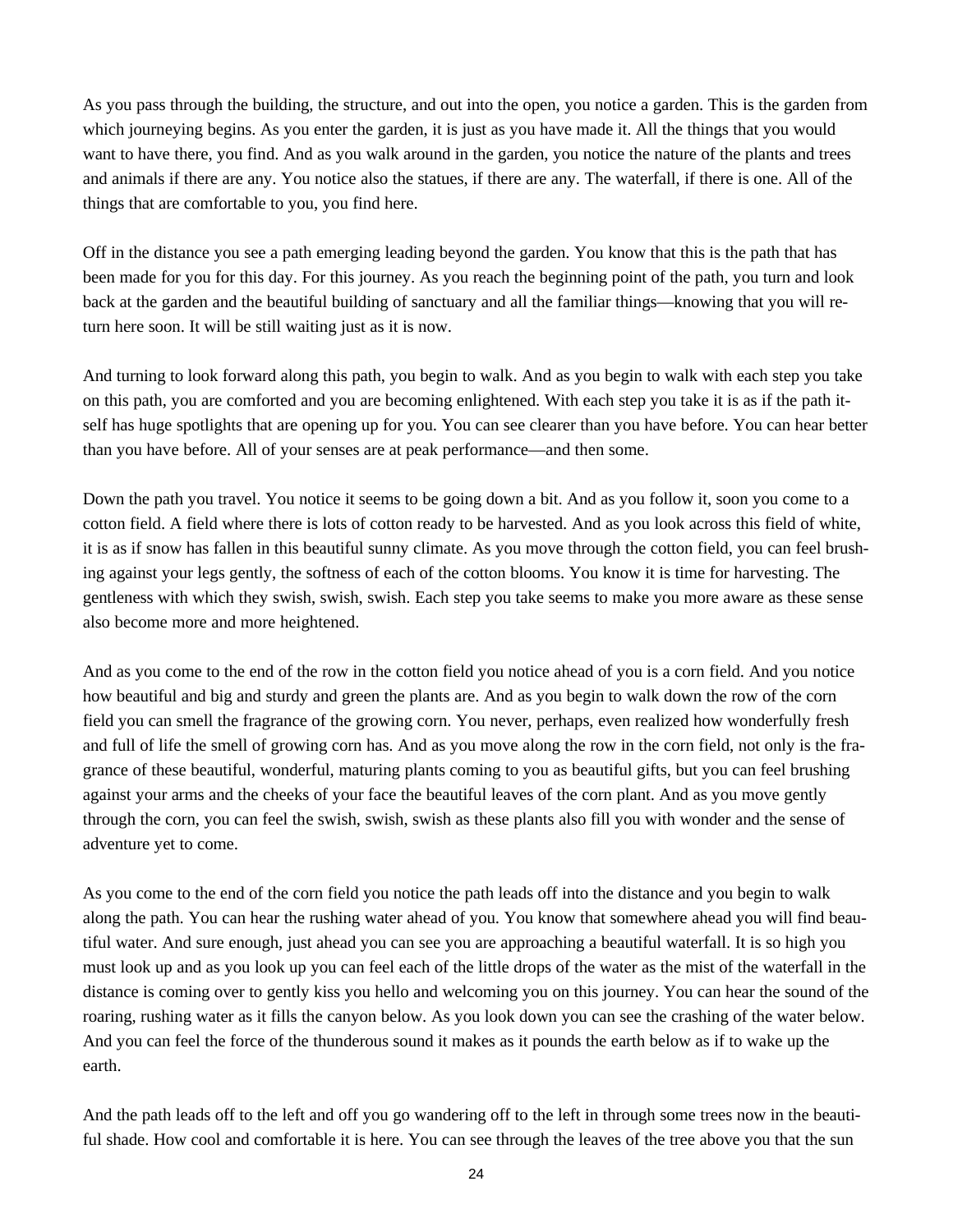As you pass through the building, the structure, and out into the open, you notice a garden. This is the garden from which journeying begins. As you enter the garden, it is just as you have made it. All the things that you would want to have there, you find. And as you walk around in the garden, you notice the nature of the plants and trees and animals if there are any. You notice also the statues, if there are any. The waterfall, if there is one. All of the things that are comfortable to you, you find here.

Off in the distance you see a path emerging leading beyond the garden. You know that this is the path that has been made for you for this day. For this journey. As you reach the beginning point of the path, you turn and look back at the garden and the beautiful building of sanctuary and all the familiar things—knowing that you will return here soon. It will be still waiting just as it is now.

And turning to look forward along this path, you begin to walk. And as you begin to walk with each step you take on this path, you are comforted and you are becoming enlightened. With each step you take it is as if the path itself has huge spotlights that are opening up for you. You can see clearer than you have before. You can hear better than you have before. All of your senses are at peak performance—and then some.

Down the path you travel. You notice it seems to be going down a bit. And as you follow it, soon you come to a cotton field. A field where there is lots of cotton ready to be harvested. And as you look across this field of white, it is as if snow has fallen in this beautiful sunny climate. As you move through the cotton field, you can feel brushing against your legs gently, the softness of each of the cotton blooms. You know it is time for harvesting. The gentleness with which they swish, swish, swish. Each step you take seems to make you more aware as these sense also become more and more heightened.

And as you come to the end of the row in the cotton field you notice ahead of you is a corn field. And you notice how beautiful and big and sturdy and green the plants are. And as you begin to walk down the row of the corn field you can smell the fragrance of the growing corn. You never, perhaps, even realized how wonderfully fresh and full of life the smell of growing corn has. And as you move along the row in the corn field, not only is the fragrance of these beautiful, wonderful, maturing plants coming to you as beautiful gifts, but you can feel brushing against your arms and the cheeks of your face the beautiful leaves of the corn plant. And as you move gently through the corn, you can feel the swish, swish, swish as these plants also fill you with wonder and the sense of adventure yet to come.

As you come to the end of the corn field you notice the path leads off into the distance and you begin to walk along the path. You can hear the rushing water ahead of you. You know that somewhere ahead you will find beautiful water. And sure enough, just ahead you can see you are approaching a beautiful waterfall. It is so high you must look up and as you look up you can feel each of the little drops of the water as the mist of the waterfall in the distance is coming over to gently kiss you hello and welcoming you on this journey. You can hear the sound of the roaring, rushing water as it fills the canyon below. As you look down you can see the crashing of the water below. And you can feel the force of the thunderous sound it makes as it pounds the earth below as if to wake up the earth.

And the path leads off to the left and off you go wandering off to the left in through some trees now in the beautiful shade. How cool and comfortable it is here. You can see through the leaves of the tree above you that the sun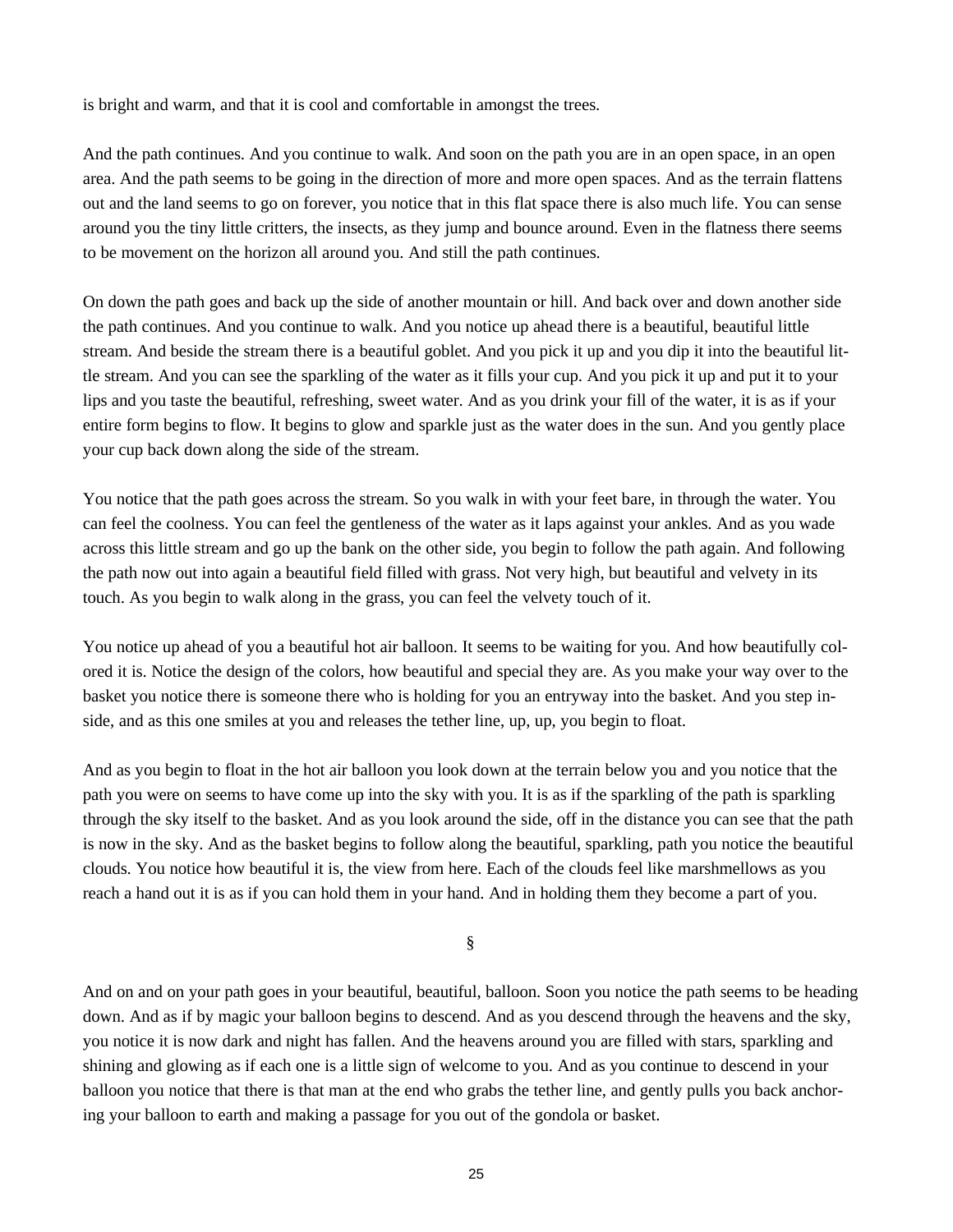is bright and warm, and that it is cool and comfortable in amongst the trees.

And the path continues. And you continue to walk. And soon on the path you are in an open space, in an open area. And the path seems to be going in the direction of more and more open spaces. And as the terrain flattens out and the land seems to go on forever, you notice that in this flat space there is also much life. You can sense around you the tiny little critters, the insects, as they jump and bounce around. Even in the flatness there seems to be movement on the horizon all around you. And still the path continues.

On down the path goes and back up the side of another mountain or hill. And back over and down another side the path continues. And you continue to walk. And you notice up ahead there is a beautiful, beautiful little stream. And beside the stream there is a beautiful goblet. And you pick it up and you dip it into the beautiful little stream. And you can see the sparkling of the water as it fills your cup. And you pick it up and put it to your lips and you taste the beautiful, refreshing, sweet water. And as you drink your fill of the water, it is as if your entire form begins to flow. It begins to glow and sparkle just as the water does in the sun. And you gently place your cup back down along the side of the stream.

You notice that the path goes across the stream. So you walk in with your feet bare, in through the water. You can feel the coolness. You can feel the gentleness of the water as it laps against your ankles. And as you wade across this little stream and go up the bank on the other side, you begin to follow the path again. And following the path now out into again a beautiful field filled with grass. Not very high, but beautiful and velvety in its touch. As you begin to walk along in the grass, you can feel the velvety touch of it.

You notice up ahead of you a beautiful hot air balloon. It seems to be waiting for you. And how beautifully colored it is. Notice the design of the colors, how beautiful and special they are. As you make your way over to the basket you notice there is someone there who is holding for you an entryway into the basket. And you step inside, and as this one smiles at you and releases the tether line, up, up, you begin to float.

And as you begin to float in the hot air balloon you look down at the terrain below you and you notice that the path you were on seems to have come up into the sky with you. It is as if the sparkling of the path is sparkling through the sky itself to the basket. And as you look around the side, off in the distance you can see that the path is now in the sky. And as the basket begins to follow along the beautiful, sparkling, path you notice the beautiful clouds. You notice how beautiful it is, the view from here. Each of the clouds feel like marshmellows as you reach a hand out it is as if you can hold them in your hand. And in holding them they become a part of you.

§

And on and on your path goes in your beautiful, beautiful, balloon. Soon you notice the path seems to be heading down. And as if by magic your balloon begins to descend. And as you descend through the heavens and the sky, you notice it is now dark and night has fallen. And the heavens around you are filled with stars, sparkling and shining and glowing as if each one is a little sign of welcome to you. And as you continue to descend in your balloon you notice that there is that man at the end who grabs the tether line, and gently pulls you back anchoring your balloon to earth and making a passage for you out of the gondola or basket.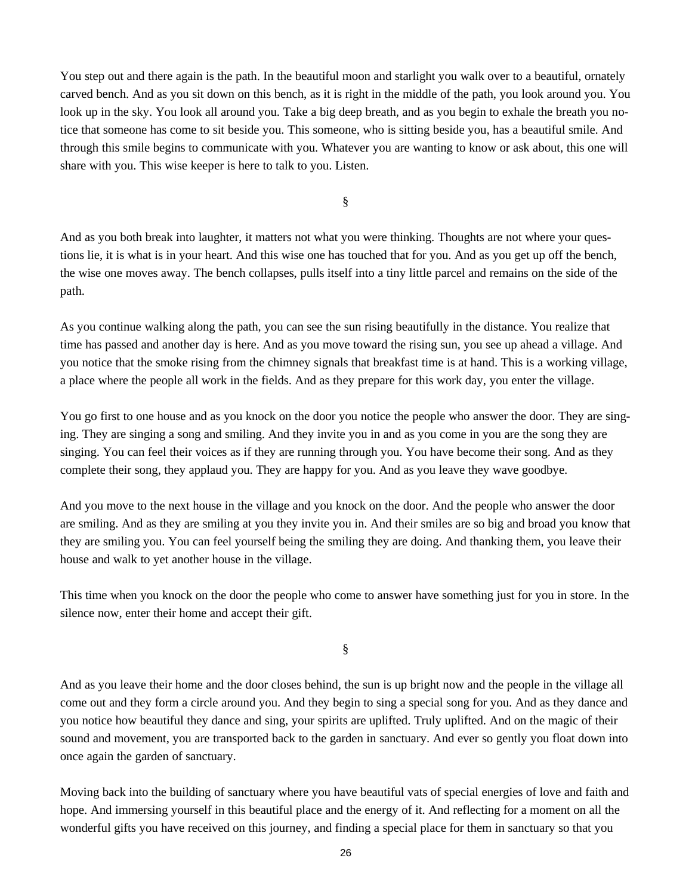You step out and there again is the path. In the beautiful moon and starlight you walk over to a beautiful, ornately carved bench. And as you sit down on this bench, as it is right in the middle of the path, you look around you. You look up in the sky. You look all around you. Take a big deep breath, and as you begin to exhale the breath you notice that someone has come to sit beside you. This someone, who is sitting beside you, has a beautiful smile. And through this smile begins to communicate with you. Whatever you are wanting to know or ask about, this one will share with you. This wise keeper is here to talk to you. Listen.

§

And as you both break into laughter, it matters not what you were thinking. Thoughts are not where your questions lie, it is what is in your heart. And this wise one has touched that for you. And as you get up off the bench, the wise one moves away. The bench collapses, pulls itself into a tiny little parcel and remains on the side of the path.

As you continue walking along the path, you can see the sun rising beautifully in the distance. You realize that time has passed and another day is here. And as you move toward the rising sun, you see up ahead a village. And you notice that the smoke rising from the chimney signals that breakfast time is at hand. This is a working village, a place where the people all work in the fields. And as they prepare for this work day, you enter the village.

You go first to one house and as you knock on the door you notice the people who answer the door. They are singing. They are singing a song and smiling. And they invite you in and as you come in you are the song they are singing. You can feel their voices as if they are running through you. You have become their song. And as they complete their song, they applaud you. They are happy for you. And as you leave they wave goodbye.

And you move to the next house in the village and you knock on the door. And the people who answer the door are smiling. And as they are smiling at you they invite you in. And their smiles are so big and broad you know that they are smiling you. You can feel yourself being the smiling they are doing. And thanking them, you leave their house and walk to yet another house in the village.

This time when you knock on the door the people who come to answer have something just for you in store. In the silence now, enter their home and accept their gift.

§

And as you leave their home and the door closes behind, the sun is up bright now and the people in the village all come out and they form a circle around you. And they begin to sing a special song for you. And as they dance and you notice how beautiful they dance and sing, your spirits are uplifted. Truly uplifted. And on the magic of their sound and movement, you are transported back to the garden in sanctuary. And ever so gently you float down into once again the garden of sanctuary.

Moving back into the building of sanctuary where you have beautiful vats of special energies of love and faith and hope. And immersing yourself in this beautiful place and the energy of it. And reflecting for a moment on all the wonderful gifts you have received on this journey, and finding a special place for them in sanctuary so that you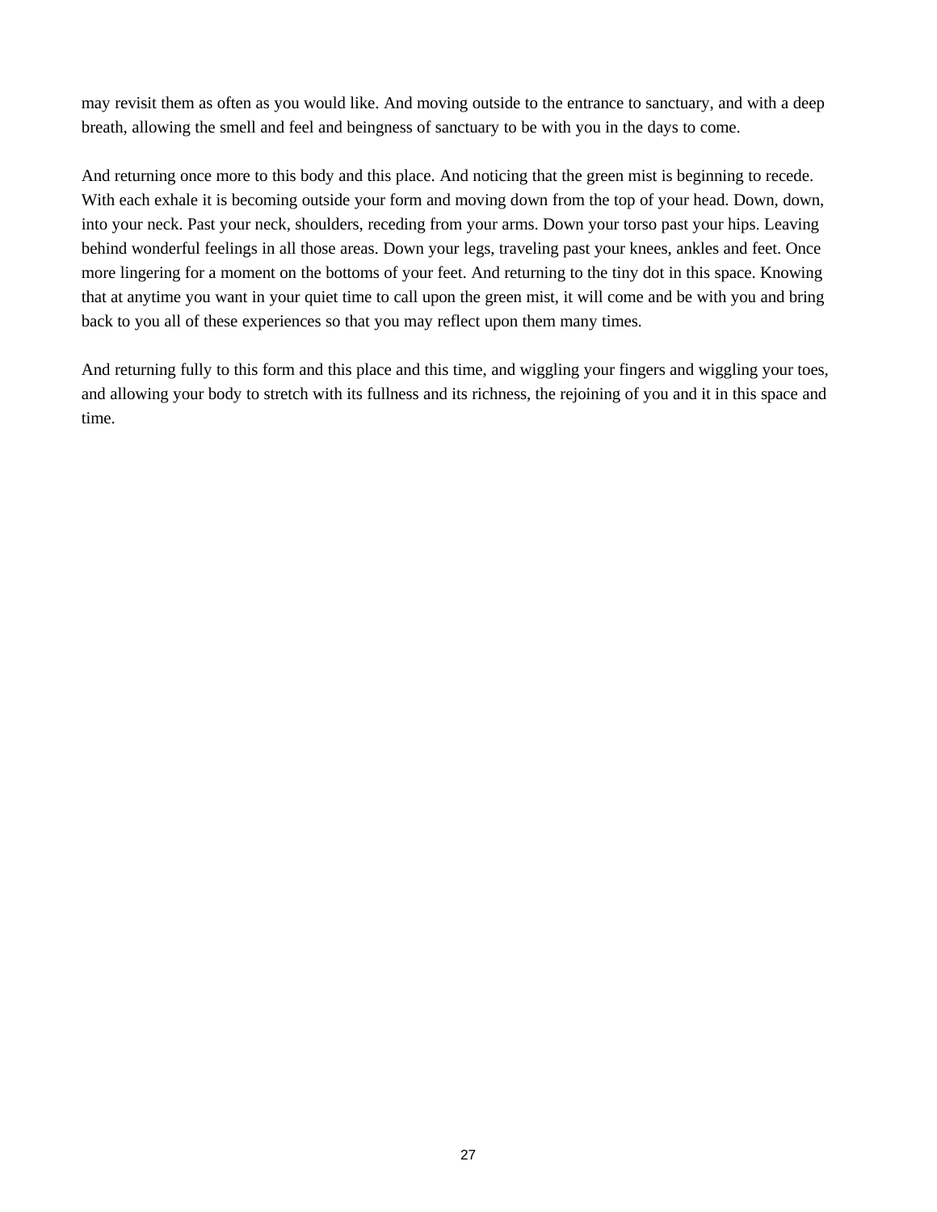may revisit them as often as you would like. And moving outside to the entrance to sanctuary, and with a deep breath, allowing the smell and feel and beingness of sanctuary to be with you in the days to come.

And returning once more to this body and this place. And noticing that the green mist is beginning to recede. With each exhale it is becoming outside your form and moving down from the top of your head. Down, down, into your neck. Past your neck, shoulders, receding from your arms. Down your torso past your hips. Leaving behind wonderful feelings in all those areas. Down your legs, traveling past your knees, ankles and feet. Once more lingering for a moment on the bottoms of your feet. And returning to the tiny dot in this space. Knowing that at anytime you want in your quiet time to call upon the green mist, it will come and be with you and bring back to you all of these experiences so that you may reflect upon them many times.

And returning fully to this form and this place and this time, and wiggling your fingers and wiggling your toes, and allowing your body to stretch with its fullness and its richness, the rejoining of you and it in this space and time.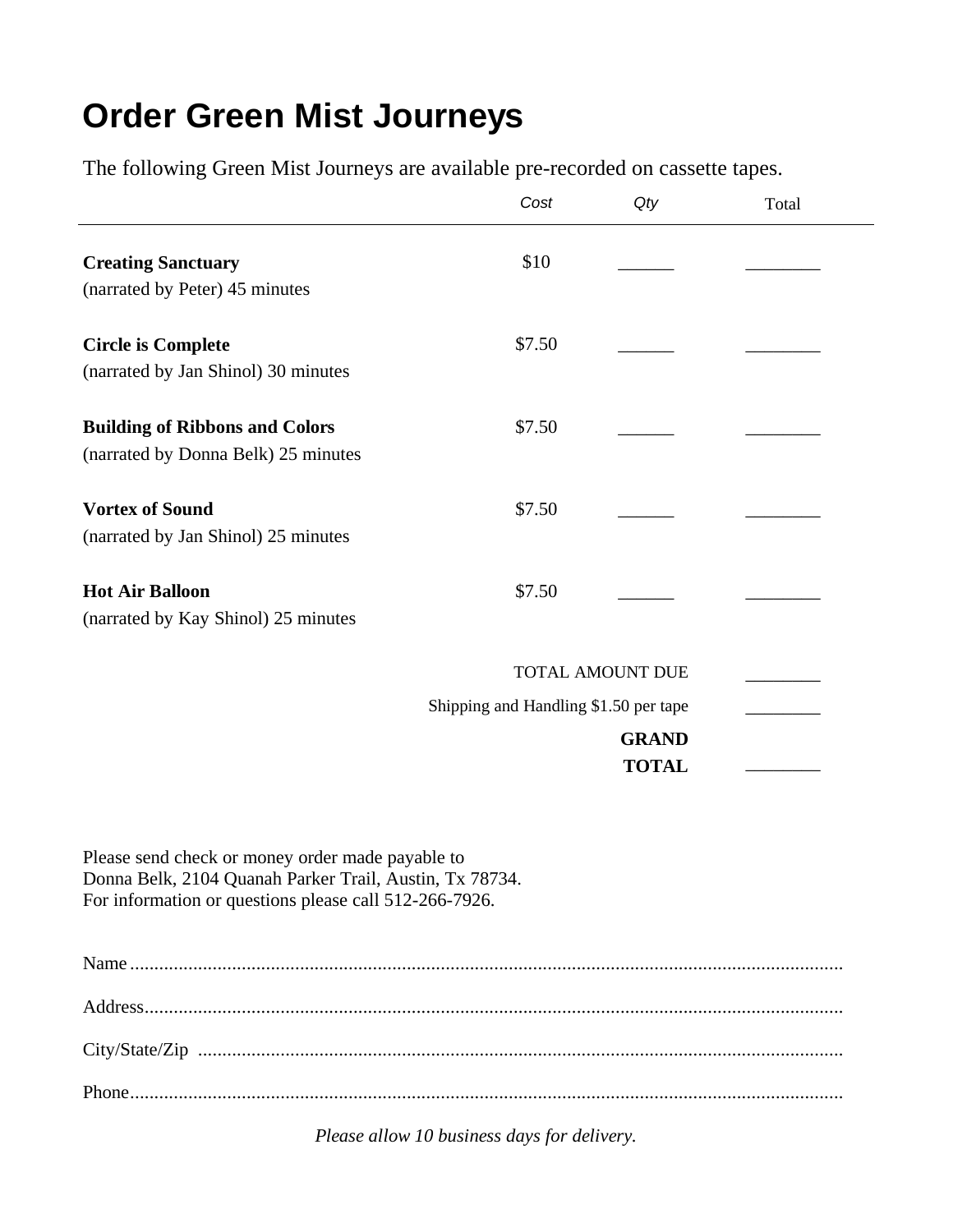# Order Green Mist Journeys

The following Green Mist Journeys are available pre-recorded on cassette tapes.

| | Cost | Qty | Total |
|---|---|---|---|
| **Creating Sanctuary**<br>(narrated by Peter) 45 minutes | $10 | ______ | ________ |
| **Circle is Complete**<br>(narrated by Jan Shinol) 30 minutes | $7.50 | ______ | ________ |
| **Building of Ribbons and Colors**<br>(narrated by Donna Belk) 25 minutes | $7.50 | ______ | ________ |
| **Vortex of Sound**<br>(narrated by Jan Shinol) 25 minutes | $7.50 | ______ | ________ |
| **Hot Air Balloon**<br>(narrated by Kay Shinol) 25 minutes | $7.50 | ______ | ________ |
| | TOTAL AMOUNT DUE | | ________ |
| | Shipping and Handling $1.50 per tape | | ________ |
| | **GRAND TOTAL** | | ________ |

Please send check or money order made payable to
Donna Belk, 2104 Quanah Parker Trail, Austin, Tx 78734.
For information or questions please call 512-266-7926.

Name..................................................................................................................................

Address..............................................................................................................................

City/State/Zip ....................................................................................................................

Phone.................................................................................................................................

*Please allow 10 business days for delivery.*